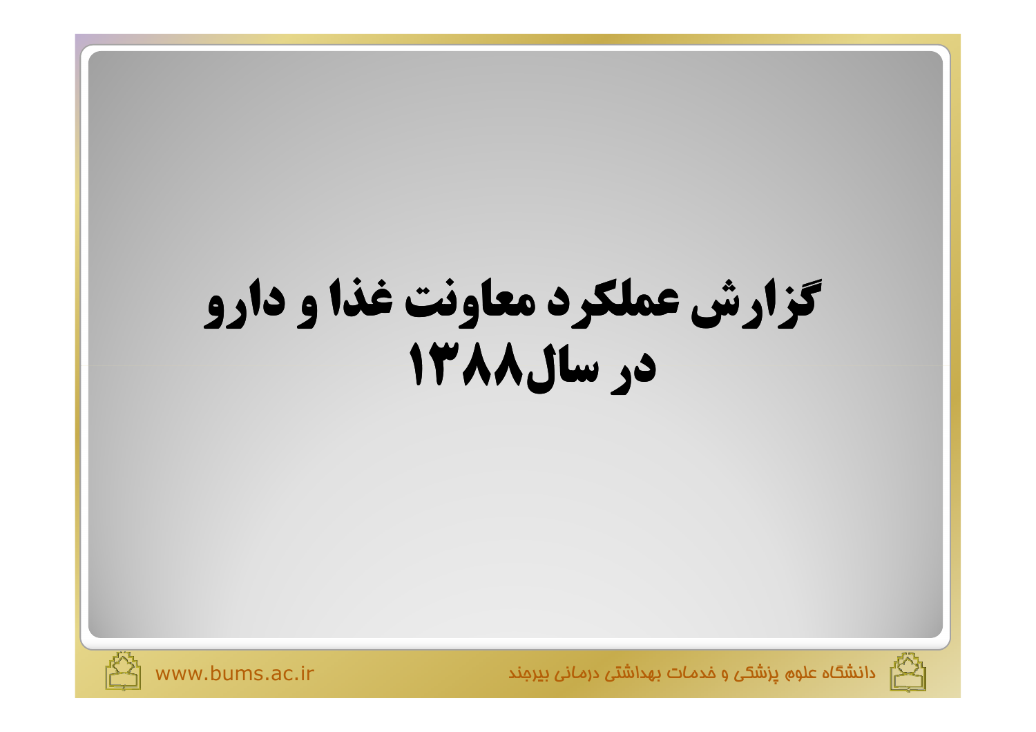# گزارش عملکرد معاونت غذا و دارو در سال۱۳۸۸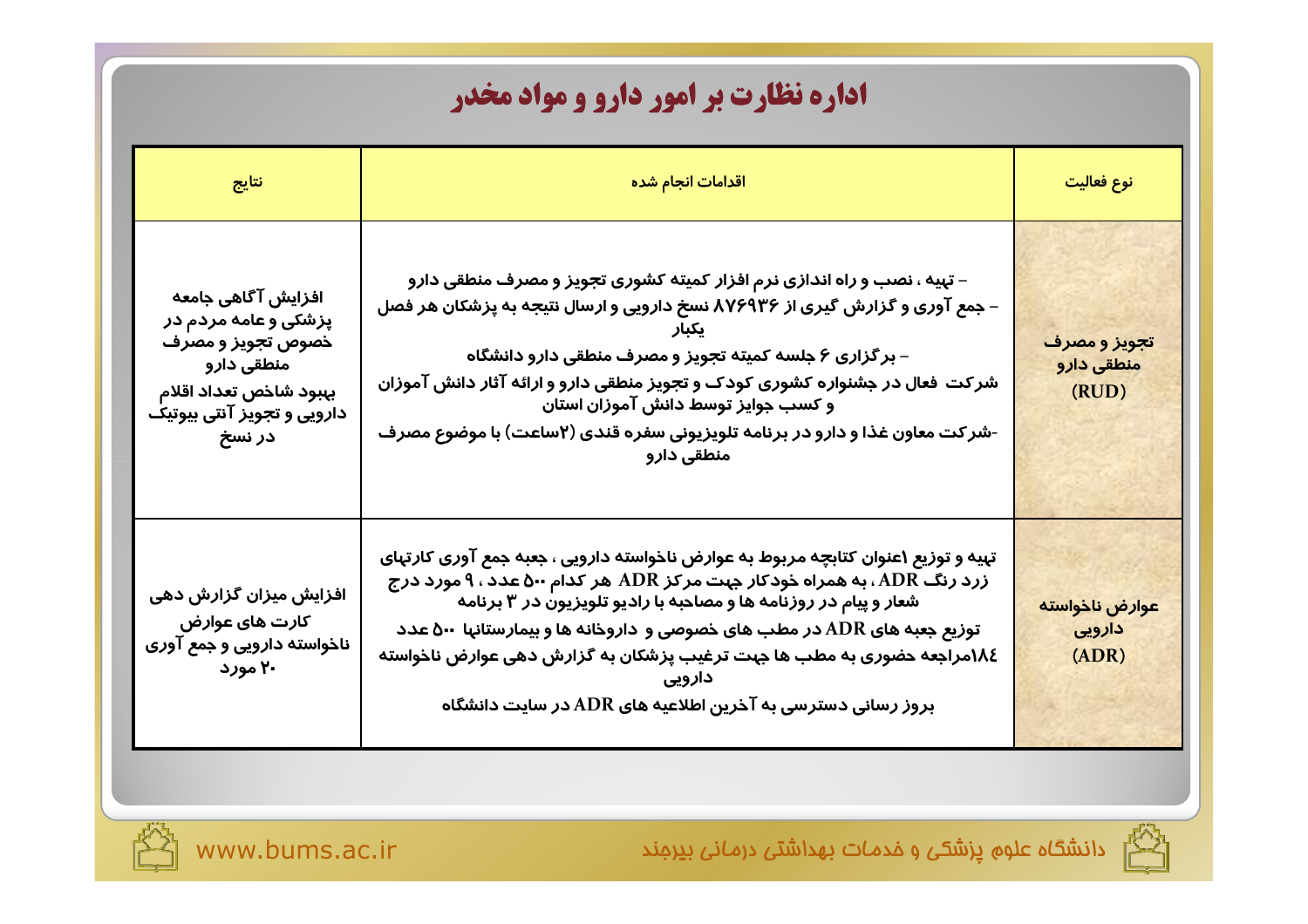# اداره نظارت بر امور دارو و مواد مخدر

| نوع فعالیت | اقدامات انجام شده | نتایج |
|---|---|---|
| تجویز و مصرف منطقی دارو (RUD) | - تهیه ، نصب و راه اندازی نرم افزار کمیته کشوری تجویز و مصرف منطقی دارو<br>- جمع آوری و گزارش گیری از ۸۷۶۹۳۶ نسخ دارویی و ارسال نتیجه به پزشکان هر فصل یکبار<br>- برگزاری ۶ جلسه کمیته تجویز و مصرف منطقی دارو دانشگاه<br>شرکت فعال در جشنواره کشوری کودک و تجویز منطقی دارو و ارائه آثار دانش آموزان و کسب جوایز توسط دانش آموزان استان<br>-شرکت معاون غذا و دارو در برنامه تلویزیونی سفره قندی (۲ساعت) با موضوع مصرف منطقی دارو | افزایش آگاهی جامعه پزشکی و عامه مردم در خصوص تجویز و مصرف منطقی دارو<br>بهبود شاخص تعداد اقلام دارویی و تجویز آنتی بیوتیک در نسخ |
| عوارض ناخواسته دارویی (ADR) | تهیه و توزیع ۱عنوان کتابچه مربوط به عوارض ناخواسته دارویی ، جعبه جمع آوری کارتهای زرد رنگ ADR ، به همراه خودکار جهت مرکز ADR هر کدام ۵۰۰ عدد ، ۹ مورد درج شعار و پیام در روزنامه ها و مصاحبه با رادیو تلویزیون در ۳ برنامه<br>توزیع جعبه های ADR در مطب های خصوصی و داروخانه ها و بیمارستانها ۵۰۰ عدد<br>۱۸۴مراجعه حضوری به مطب ها جهت ترغیب پزشکان به گزارش دهی عوارض ناخواسته دارویی<br>بروز رسانی دسترسی به آخرین اطلاعیه های ADR در سایت دانشگاه | افزایش میزان گزارش دهی کارت های عوارض ناخواسته دارویی و جمع آوری ۲۰ مورد |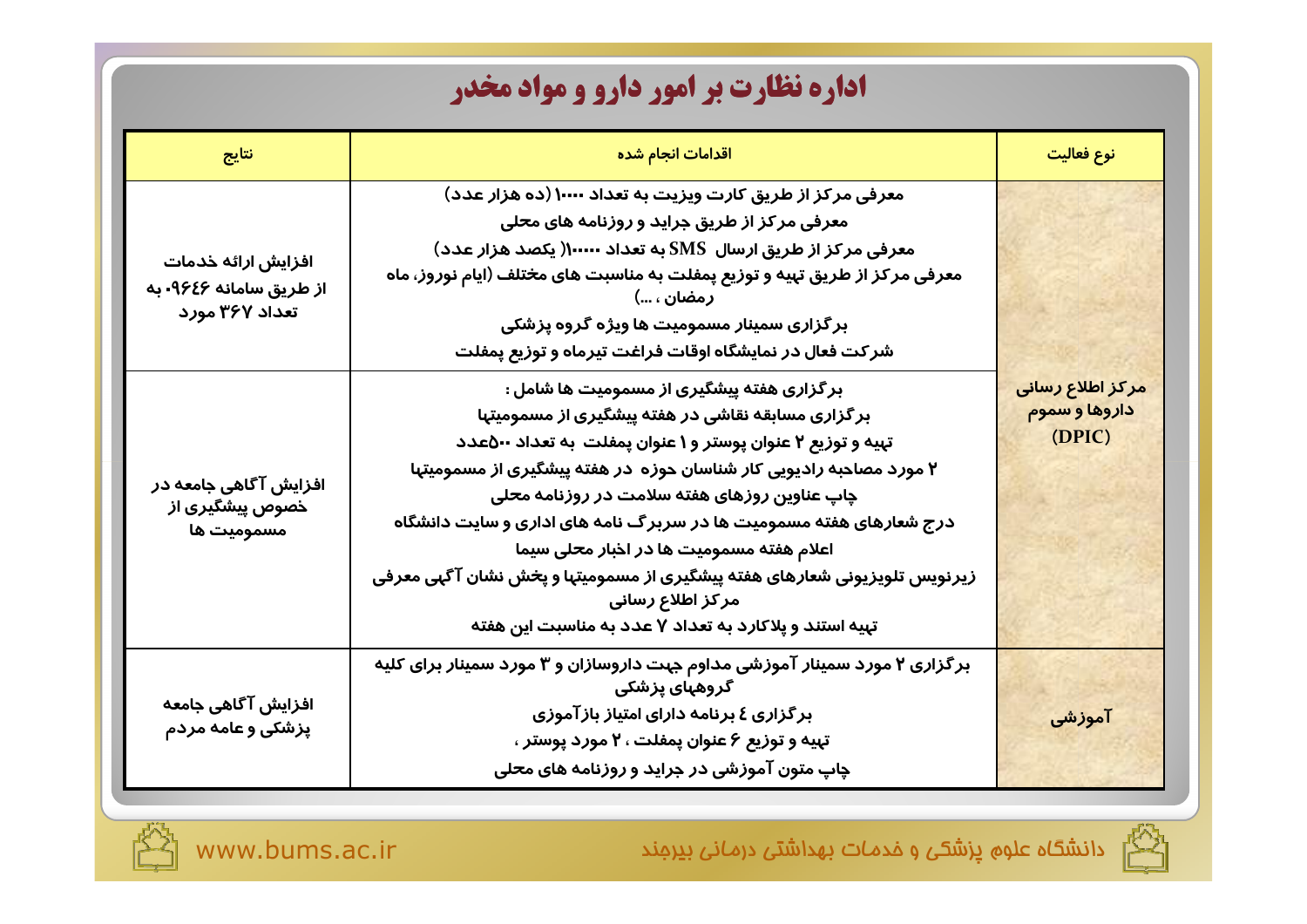# اداره نظارت بر امور دارو و مواد مخدر

| نوع فعالیت | اقدامات انجام شده | نتایج |
| --- | --- | --- |
| مرکز اطلاع رسانی داروها و سموم (DPIC) | معرفی مرکز از طریق کارت ویزیت به تعداد ۱۰۰۰۰ (ده هزار عدد)<br>معرفی مرکز از طریق جراید و روزنامه های محلی<br>معرفی مرکز از طریق ارسال SMS به تعداد ۱۰۰۰۰۰( یکصد هزار عدد)<br>معرفی مرکز از طریق تهیه و توزیع پمفلت به مناسبت های مختلف (ایام نوروز، ماه رمضان ، ...)<br>برگزاری سمینار مسمومیت ها ویژه گروه پزشکی<br>شرکت فعال در نمایشگاه اوقات فراغت تیرماه و توزیع پمفلت | افزایش ارائه خدمات از طریق سامانه ۰۹۶۴۶ به تعداد ۳۶۷ مورد |
| | برگزاری هفته پیشگیری از مسمومیت ها شامل :<br>برگزاری مسابقه نقاشی در هفته پیشگیری از مسمومیتها<br>تهیه و توزیع ۲ عنوان پوستر و ۱ عنوان پمفلت به تعداد ۵۰۰عدد<br>۲ مورد مصاحبه رادیویی کار شناسان حوزه در هفته پیشگیری از مسمومیتها<br>چاپ عناوین روزهای هفته سلامت در روزنامه محلی<br>درج شعارهای هفته مسمومیت ها در سربرگ نامه های اداری و سایت دانشگاه<br>اعلام هفته مسمومیت ها در اخبار محلی سیما<br>زیرنویس تلویزیونی شعارهای هفته پیشگیری از مسمومیتها و پخش نشان آگهی معرفی مرکز اطلاع رسانی<br>تهیه استند و پلاکارد به تعداد ۷ عدد به مناسبت این هفته | افزایش آگاهی جامعه در خصوص پیشگیری از مسمومیت ها |
| آموزشی | برگزاری ۲ مورد سمینار آموزشی مداوم جهت داروسازان و ۳ مورد سمینار برای کلیه گروههای پزشکی<br>برگزاری ٤ برنامه دارای امتیاز بازآموزی<br>تهیه و توزیع ۶ عنوان پمفلت ، ۲ مورد پوستر ،<br>چاپ متون آموزشی در جراید و روزنامه های محلی | افزایش آگاهی جامعه پزشکی و عامه مردم |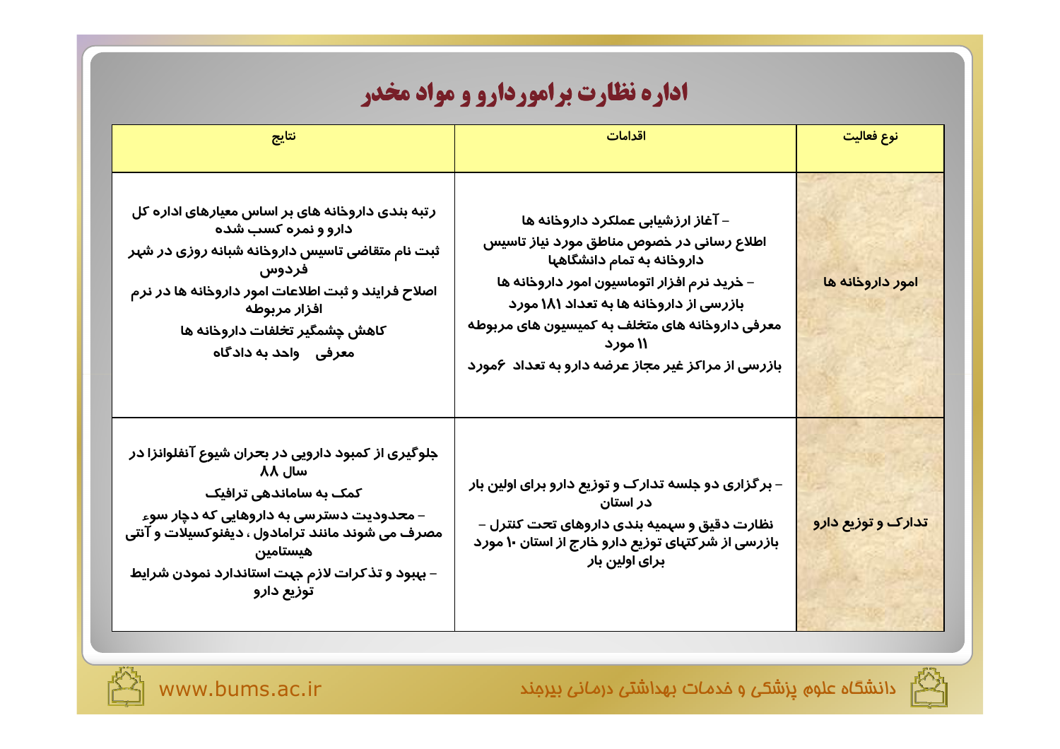# اداره نظارت براموردارو و مواد مخدر

| نوع فعالیت | اقدامات | نتایج |
| --- | --- | --- |
| امور داروخانه ها | – آغاز ارزشیابی عملکرد داروخانه ها<br>اطلاع رسانی در خصوص مناطق مورد نیاز تاسیس داروخانه به تمام دانشگاهها<br>– خرید نرم افزار اتوماسیون امور داروخانه ها<br>بازرسی از داروخانه ها به تعداد ۱۸۱ مورد<br>معرفی داروخانه های متخلف به کمیسیون های مربوطه ۱۱ مورد<br>بازرسی از مراکز غیر مجاز عرضه دارو به تعداد ۶مورد | رتبه بندی داروخانه های بر اساس معیارهای اداره کل دارو و نمره کسب شده<br>ثبت نام متقاضی تاسیس داروخانه شبانه روزی در شهر فردوس<br>اصلاح فرایند و ثبت اطلاعات امور داروخانه ها در نرم افزار مربوطه<br>کاهش چشمگیر تخلفات داروخانه ها<br>معرفی واحد به دادگاه |
| تدارک و توزیع دارو | – برگزاری دو جلسه تدارک و توزیع دارو برای اولین بار در استان<br>نظارت دقیق و سهمیه بندی داروهای تحت کنترل –<br>بازرسی از شرکتهای توزیع دارو خارج از استان ۱۰ مورد برای اولین بار | جلوگیری از کمبود دارویی در بحران شیوع آنفلوانزا در سال ۸۸<br>کمک به ساماندهی ترافیک<br>– محدودیت دسترسی به داروهایی که دچار سوء مصرف می شوند مانند ترامادول ، دیفنوکسیلات و آنتی هیستامین<br>– بهبود و تذکرات لازم جهت استاندارد نمودن شرایط توزیع دارو |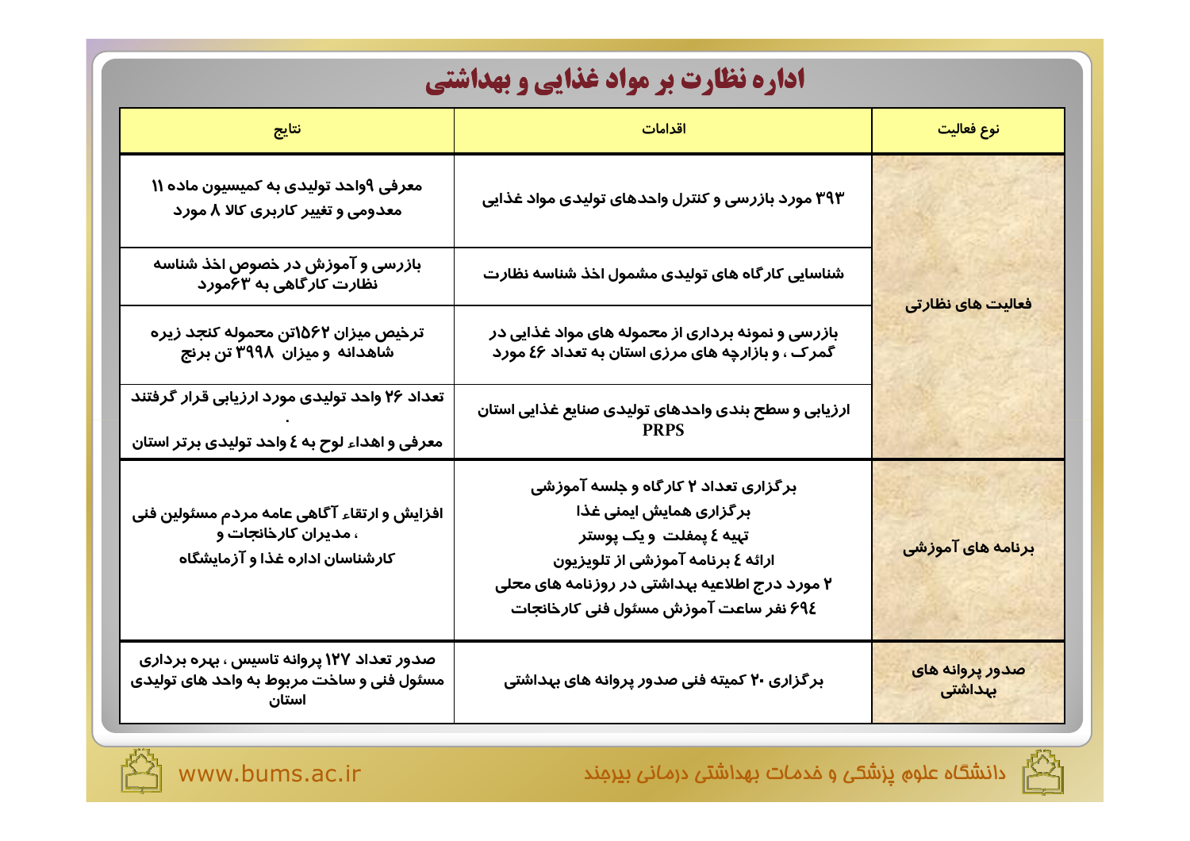# اداره نظارت بر مواد غذایی و بهداشتی

| نوع فعالیت | اقدامات | نتایج |
| --- | --- | --- |
| فعالیت های نظارتی | ۳۹۳ مورد بازرسی و کنترل واحدهای تولیدی مواد غذایی | معرفی ۹واحد تولیدی به کمیسیون ماده ۱۱ معدومی و تغییر کاربری کالا ۸ مورد |
| | شناسایی کارگاه های تولیدی مشمول اخذ شناسه نظارت | بازرسی و آموزش در خصوص اخذ شناسه نظارت کارگاهی به ۶۳مورد |
| | بازرسی و نمونه برداری از محموله های مواد غذایی در گمرک ، و بازارچه های مرزی استان به تعداد ٤۶ مورد | ترخیص میزان ۱۵۶۲تن محموله کنجد زیره شاهدانه و میزان ۳۹۹۸ تن برنج |
| | ارزیابی و سطح بندی واحدهای تولیدی صنایع غذایی استان PRPS | تعداد ۲۶ واحد تولیدی مورد ارزیابی قرار گرفتند . معرفی و اهداء لوح به ٤ واحد تولیدی برتر استان |
| برنامه های آموزشی | برگزاری تعداد ۲ کارگاه و جلسه آموزشی<br>برگزاری همایش ایمنی غذا<br>تهیه ٤ پمفلت و یک پوستر<br>ارائه ٤ برنامه آموزشی از تلویزیون<br>۲ مورد درج اطلاعیه بهداشتی در روزنامه های محلی<br>۶۹٤ نفر ساعت آموزش مسئول فنی کارخانجات | افزایش و ارتقاء آگاهی عامه مردم مسئولین فنی ، مدیران کارخانجات و کارشناسان اداره غذا و آزمایشگاه |
| صدور پروانه های بهداشتی | برگزاری ۲۰ کمیته فنی صدور پروانه های بهداشتی | صدور تعداد ۱۲۷ پروانه تاسیس ، بهره برداری مسئول فنی و ساخت مربوط به واحد های تولیدی استان |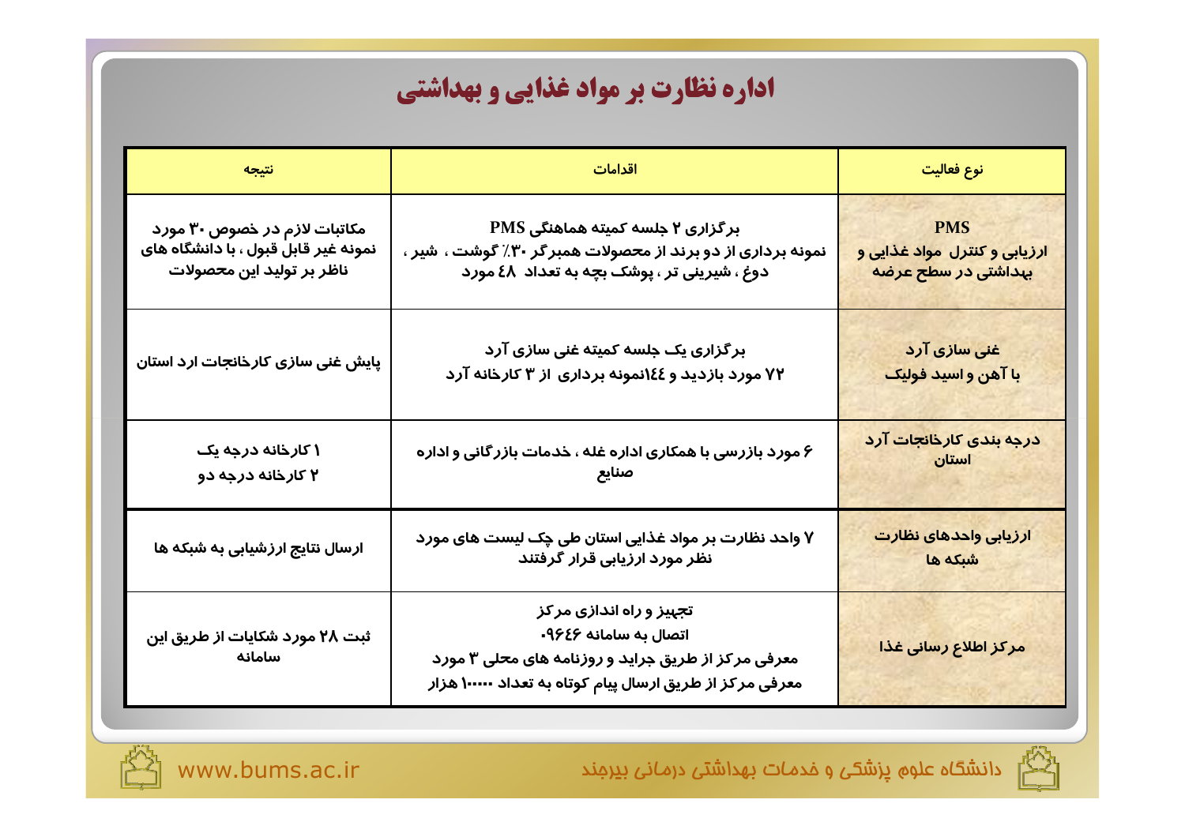# اداره نظارت بر مواد غذایی و بهداشتی

| نوع فعالیت | اقدامات | نتیجه |
| --- | --- | --- |
| PMS<br>ارزیابی و کنترل مواد غذایی و بهداشتی در سطح عرضه | برگزاری ۲ جلسه کمیته هماهنگی PMS<br>نمونه برداری از دو برند از محصولات همبرگر ۳۰٪ گوشت ، شیر ، دوغ ، شیرینی تر ، پوشک بچه به تعداد ٤٨ مورد | مکاتبات لازم در خصوص ۳۰ مورد نمونه غیر قابل قبول ، با دانشگاه های ناظر بر تولید این محصولات |
| غنی سازی آرد<br>با آهن و اسید فولیک | برگزاری یک جلسه کمیته غنی سازی آرد<br>۷۲ مورد بازدید و ١٤٤نمونه برداری از ۳ کارخانه آرد | پایش غنی سازی کارخانجات ارد استان |
| درجه بندی کارخانجات آرد استان | ۶ مورد بازرسی با همکاری اداره غله ، خدمات بازرگانی و اداره صنایع | ۱ کارخانه درجه یک<br>۲ کارخانه درجه دو |
| ارزیابی واحدهای نظارت شبکه ها | ۷ واحد نظارت بر مواد غذایی استان طی چک لیست های مورد نظر مورد ارزیابی قرار گرفتند | ارسال نتایج ارزشیابی به شبکه ها |
| مرکز اطلاع رسانی غذا | تجهیز و راه اندازی مرکز<br>اتصال به سامانه ۰۹٦٤۶<br>معرفی مرکز از طریق جراید و روزنامه های محلی ۳ مورد<br>معرفی مرکز از طریق ارسال پیام کوتاه به تعداد ۱۰۰۰۰ هزار | ثبت ۲۸ مورد شکایات از طریق این سامانه |

دانشگاه علوم پزشکی و خدمات بهداشتی درمانی بیرجند

www.bums.ac.ir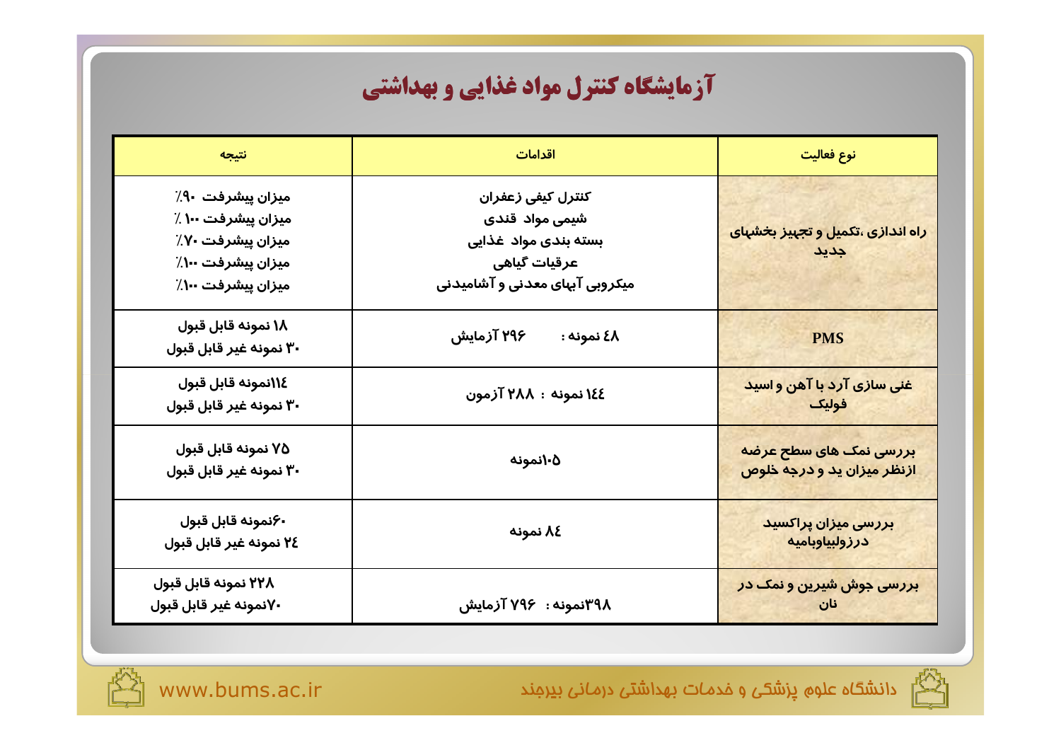# آزمایشگاه کنترل مواد غذایی و بهداشتی

| نوع فعالیت | اقدامات | نتیجه |
|---|---|---|
| راه اندازی ،تکمیل و تجهیز بخشهای جدید | کنترل کیفی زعفران<br>شیمی مواد قندی<br>بسته بندی مواد غذایی<br>عرقیات گیاهی<br>میکروبی آبهای معدنی و آشامیدنی | میزان پیشرفت ۹۰٪<br>میزان پیشرفت ۱۰۰ ٪<br>میزان پیشرفت ۷۰٪<br>میزان پیشرفت ۱۰۰٪<br>میزان پیشرفت ۱۰۰٪ |
| PMS | ٤۸ نمونه : ۲۹۶ آزمایش | ۱۸ نمونه قابل قبول<br>۳۰ نمونه غیر قابل قبول |
| غنی سازی آرد با آهن و اسید فولیک | ۱٤٤ نمونه : ۲۸۸ آزمون | ۱۱٤نمونه قابل قبول<br>۳۰ نمونه غیر قابل قبول |
| بررسی نمک های سطح عرضه ازنظر میزان ید و درجه خلوص | ۱۰۵نمونه | ۷۵ نمونه قابل قبول<br>۳۰ نمونه غیر قابل قبول |
| بررسی میزان پراکسید درزولبیاوبامیه | ۸٤ نمونه | ۶۰نمونه قابل قبول<br>۲٤ نمونه غیر قابل قبول |
| بررسی جوش شیرین و نمک در نان | ۳۹۸نمونه : ۷۹۶ آزمایش | ۲۲۸ نمونه قابل قبول<br>۷۰نمونه غیر قابل قبول |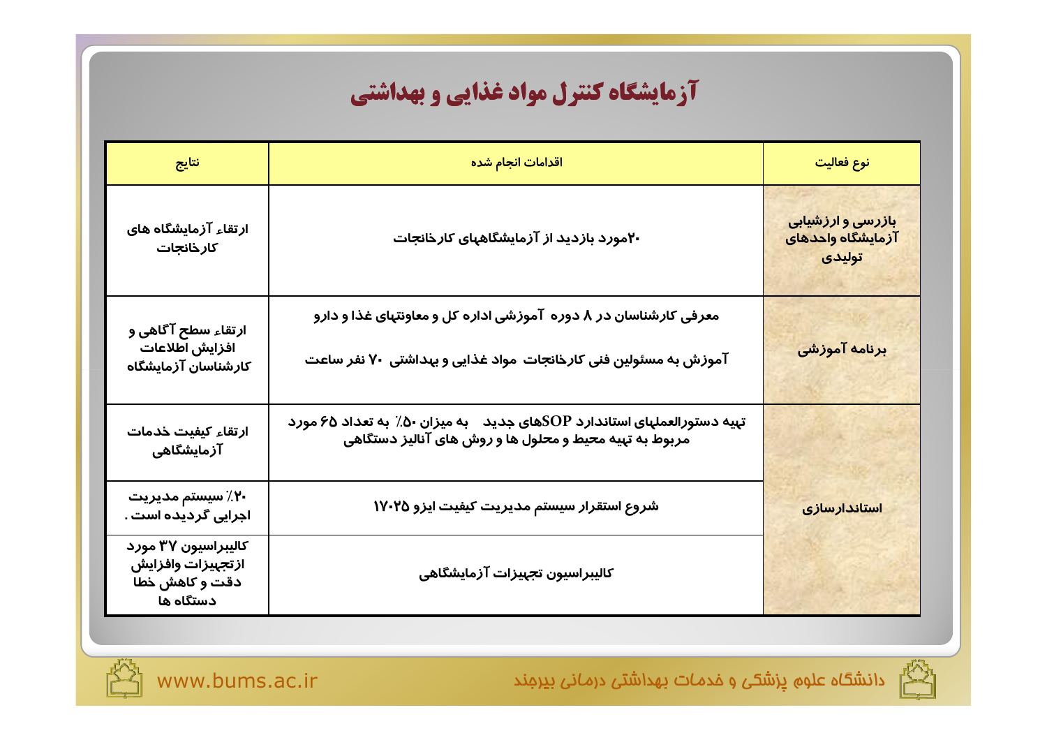# آزمایشگاه کنترل مواد غذایی و بهداشتی

| نوع فعالیت | اقدامات انجام شده | نتایج |
|---|---|---|
| بازرسی و ارزشیابی آزمایشگاه واحدهای تولیدی | ۲۰مورد بازدید از آزمایشگاههای کارخانجات | ارتقاء آزمایشگاه های کارخانجات |
| برنامه آموزشی | معرفی کارشناسان در ۸ دوره آموزشی اداره کل و معاونتهای غذا و دارو<br><br>آموزش به مسئولین فنی کارخانجات مواد غذایی و بهداشتی ۷۰ نفر ساعت | ارتقاء سطح آگاهی و افزایش اطلاعات کارشناسان آزمایشگاه |
| استانداردسازی | تهیه دستورالعملهای استاندارد SOPهای جدید به میزان ۵۰٪ به تعداد ۶۵ مورد مربوط به تهیه محیط و محلول ها و روش های آنالیز دستگاهی | ارتقاء کیفیت خدمات آزمایشگاهی |
| | شروع استقرار سیستم مدیریت کیفیت ایزو ۱۷۰۲۵ | ۲۰٪ سیستم مدیریت اجرایی گردیده است . |
| | کالیبراسیون تجهیزات آزمایشگاهی | کالیبراسیون ۳۷ مورد ازتجهیزات وافزایش دقت و کاهش خطا دستگاه ها |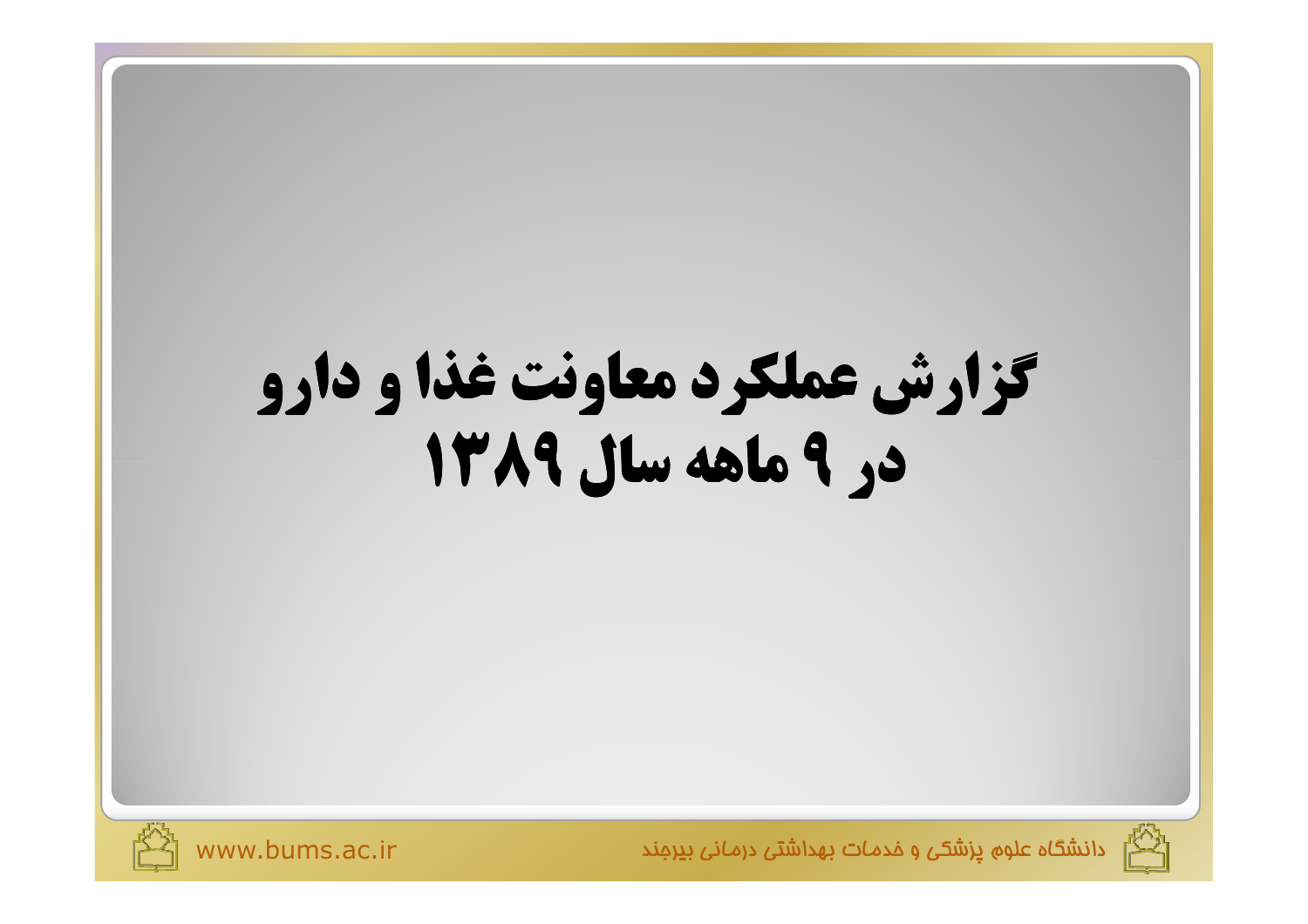# گزارش عملکرد معاونت غذا و دارو در ۹ ماهه سال ۱۳۸۹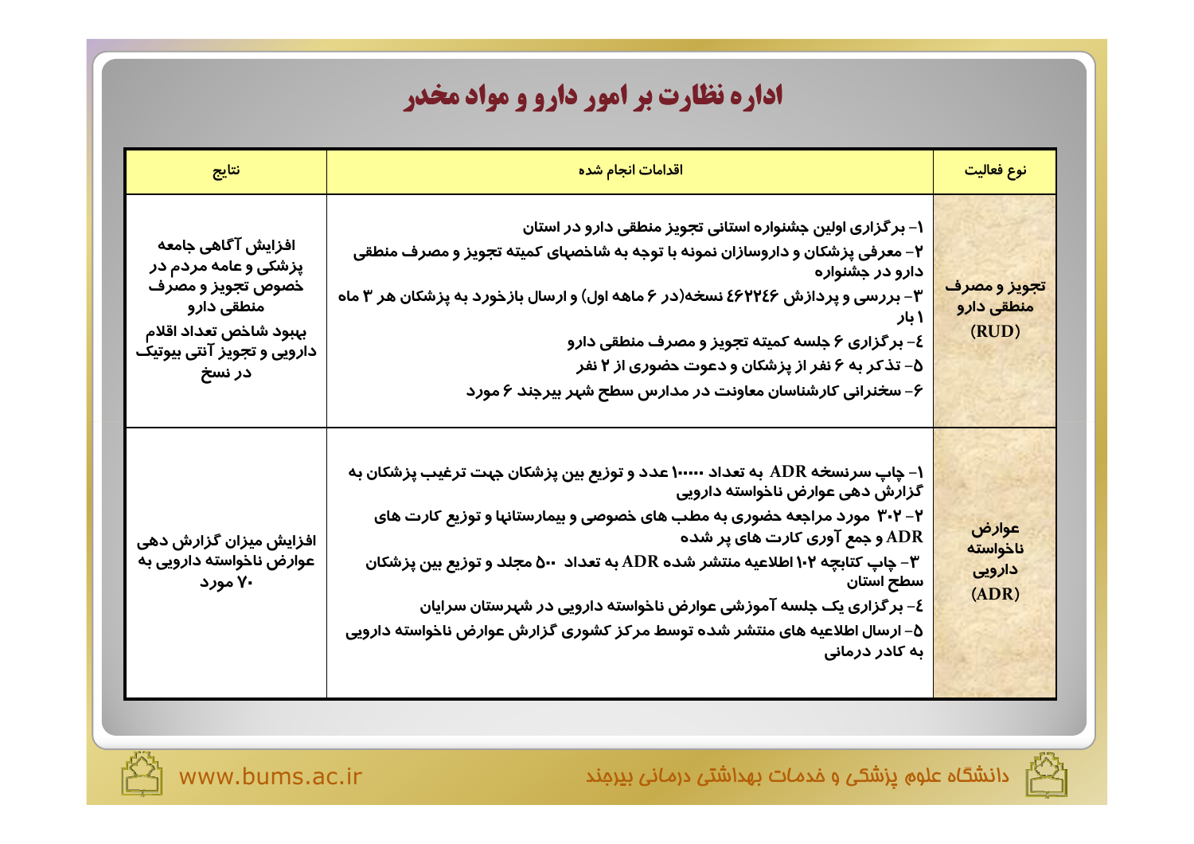# اداره نظارت بر امور دارو و مواد مخدر

| نوع فعالیت | اقدامات انجام شده | نتایج |
| --- | --- | --- |
| تجویز و مصرف منطقی دارو (RUD) | ۱- برگزاری اولین جشنواره استانی تجویز منطقی دارو در استان<br>۲- معرفی پزشکان و داروسازان نمونه با توجه به شاخصهای کمیته تجویز و مصرف منطقی دارو در جشنواره<br>۳- بررسی و پردازش ٤٦٢٢٤٦ نسخه(در ۶ ماهه اول) و ارسال بازخورد به پزشکان هر ۳ ماه ۱ بار<br>٤- برگزاری ۶ جلسه کمیته تجویز و مصرف منطقی دارو<br>۵- تذکر به ۶ نفر از پزشکان و دعوت حضوری از ۲ نفر<br>۶- سخنرانی کارشناسان معاونت در مدارس سطح شهر بیرجند ۶ مورد | افزایش آگاهی جامعه پزشکی و عامه مردم در خصوص تجویز و مصرف منطقی دارو<br>بهبود شاخص تعداد اقلام دارویی و تجویز آنتی بیوتیک در نسخ |
| عوارض ناخواسته دارویی (ADR) | ۱- چاپ سرنسخه ADR به تعداد ۱۰۰۰۰ عدد و توزیع بین پزشکان جهت ترغیب پزشکان به گزارش دهی عوارض ناخواسته دارویی<br>۲- ۳۰۲ مورد مراجعه حضوری به مطب های خصوصی و بیمارستانها و توزیع کارت های ADR و جمع آوری کارت های پر شده<br>۳- چاپ کتابچه ۱۰۲ اطلاعیه منتشر شده ADR به تعداد ۵۰۰ مجلد و توزیع بین پزشکان سطح استان<br>٤- برگزاری یک جلسه آموزشی عوارض ناخواسته دارویی در شهرستان سرایان<br>۵- ارسال اطلاعیه های منتشر شده توسط مرکز کشوری گزارش عوارض ناخواسته دارویی به کادر درمانی | افزایش میزان گزارش دهی عوارض ناخواسته دارویی به ۷۰ مورد |

دانشگاه علوم پزشکی و خدمات بهداشتی درمانی بیرجند

www.bums.ac.ir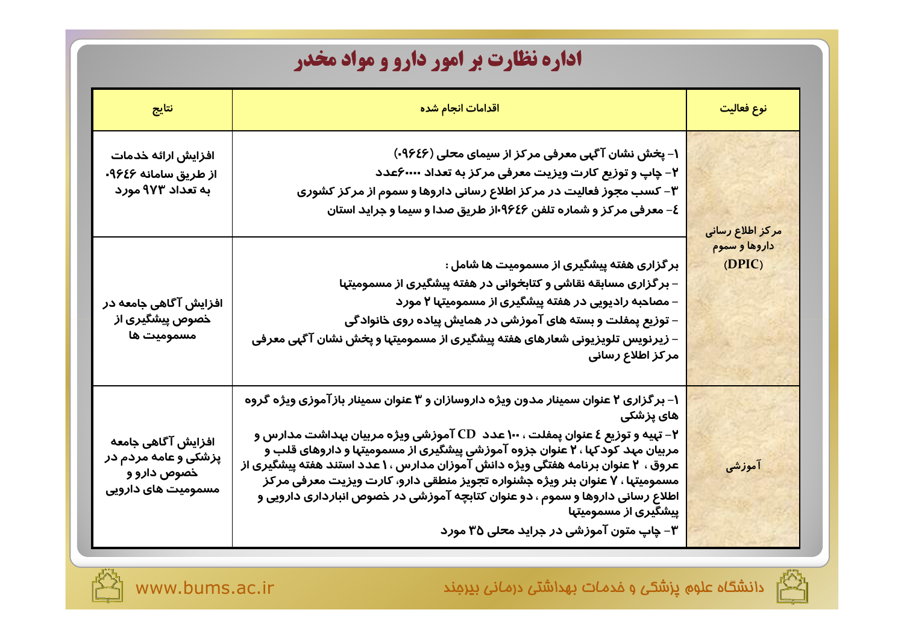# اداره نظارت بر امور دارو و مواد مخدر

| نوع فعالیت | اقدامات انجام شده | نتایج |
| --- | --- | --- |
| مرکز اطلاع رسانی داروها و سموم (DPIC) | ۱- پخش نشان آگهی معرفی مرکز از سیمای محلی (۰۹۶٤۶)<br>۲- چاپ و توزیع کارت ویزیت معرفی مرکز به تعداد ۶۰۰۰۰عدد<br>۳- کسب مجوز فعالیت در مرکز اطلاع رسانی داروها و سموم از مرکز کشوری<br>٤- معرفی مرکز و شماره تلفن ۰۹۶٤۶از طریق صدا و سیما و جراید استان | افزایش ارائه خدمات از طریق سامانه ۰۹۶٤۶ به تعداد ۹۷۳ مورد |
| | برگزاری هفته پیشگیری از مسمومیت ها شامل :<br>- برگزاری مسابقه نقاشی و کتابخوانی در هفته پیشگیری از مسمومیتها<br>- مصاحبه رادیویی در هفته پیشگیری از مسمومیتها ۲ مورد<br>- توزیع پمفلت و بسته های آموزشی در همایش پیاده روی خانوادگی<br>- زیرنویس تلویزیونی شعارهای هفته پیشگیری از مسمومیتها و پخش نشان آگهی معرفی مرکز اطلاع رسانی | افزایش آگاهی جامعه در خصوص پیشگیری از مسمومیت ها |
| آموزشی | ۱- برگزاری ۲ عنوان سمینار مدون ویژه داروسازان و ۳ عنوان سمینار بازآموزی ویژه گروه های پزشکی<br>۲- تهیه و توزیع ٤ عنوان پمفلت ، ۱۰۰ عدد CD آموزشی ویژه مربیان بهداشت مدارس و مربیان مهد کودکها ، ۲ عنوان جزوه آموزشی پیشگیری از مسمومیتها و داروهای قلب و عروق ، ۲ عنوان برنامه هفتگی ویژه دانش آموزان مدارس ، ۱ عدد استند هفته پیشگیری از مسمومیتها ، ۷ عنوان بنر ویژه جشنواره تجویز منطقی دارو، کارت ویزیت معرفی مرکز اطلاع رسانی داروها و سموم ، دو عنوان کتابچه آموزشی در خصوص انبارداری دارویی و پیشگیری از مسمومیتها<br>۳- چاپ متون آموزشی در جراید محلی ۳۵ مورد | افزایش آگاهی جامعه پزشکی و عامه مردم در خصوص دارو و مسمومیت های دارویی |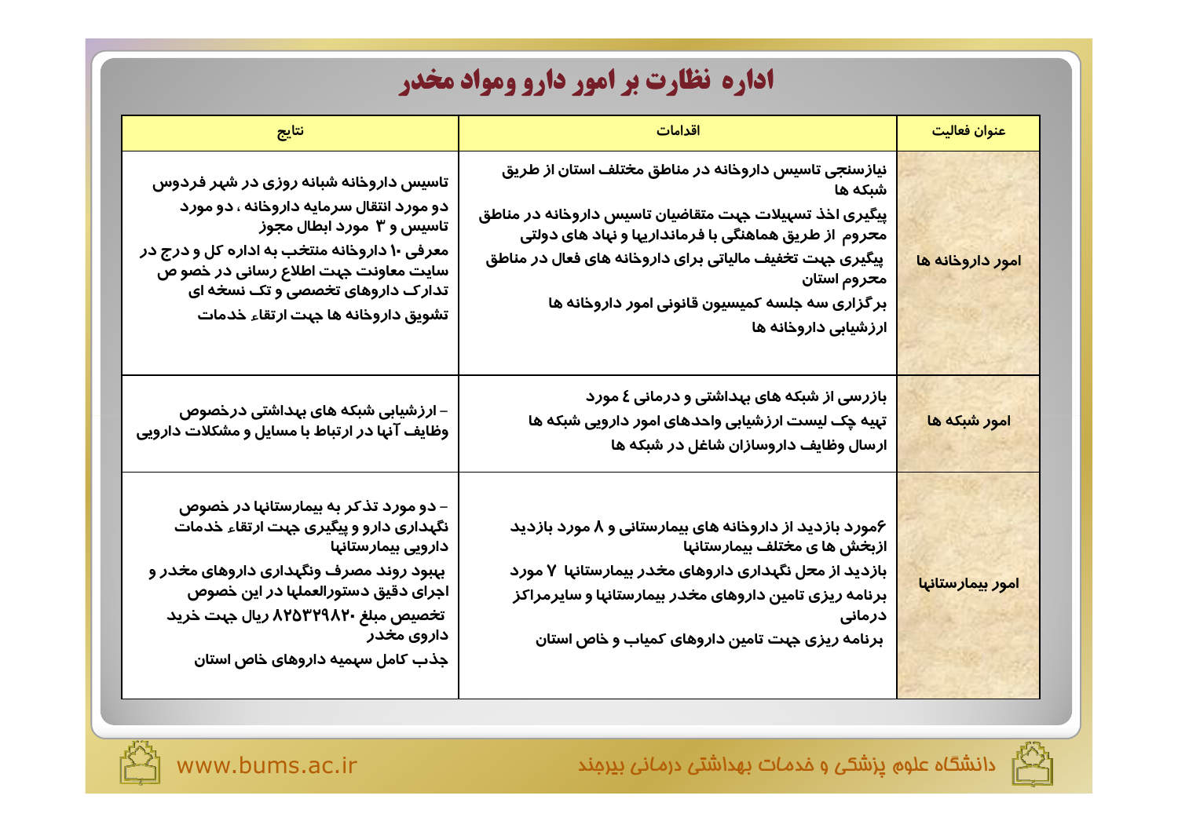# اداره نظارت بر امور دارو ومواد مخدر

| عنوان فعالیت | اقدامات | نتایج |
|---|---|---|
| امور داروخانه ها | نیازسنجی تاسیس داروخانه در مناطق مختلف استان از طریق شبکه ها<br>پیگیری اخذ تسهیلات جهت متقاضیان تاسیس داروخانه در مناطق محروم از طریق هماهنگی با فرمانداریها و نهاد های دولتی<br>پیگیری جهت تخفیف مالیاتی برای داروخانه های فعال در مناطق محروم استان<br>برگزاری سه جلسه کمیسیون قانونی امور داروخانه ها<br>ارزشیابی داروخانه ها | تاسیس داروخانه شبانه روزی در شهر فردوس<br>دو مورد انتقال سرمایه داروخانه ، دو مورد تاسیس و ۳ مورد ابطال مجوز<br>معرفی ۱۰ داروخانه منتخب به اداره کل و درج در سایت معاونت جهت اطلاع رسانی در خصو ص تدارک داروهای تخصصی و تک نسخه ای<br>تشویق داروخانه ها جهت ارتقاء خدمات |
| امور شبکه ها | بازرسی از شبکه های بهداشتی و درمانی ٤ مورد<br>تهیه چک لیست ارزشیابی واحدهای امور دارویی شبکه ها<br>ارسال وظایف داروسازان شاغل در شبکه ها | - ارزشیابی شبکه های بهداشتی درخصوص وظایف آنها در ارتباط با مسایل و مشکلات دارویی |
| امور بیمارستانها | ۶مورد بازدید از داروخانه های بیمارستانی و ۸ مورد بازدید ازبخش ها ی مختلف بیمارستانها<br>بازدید از محل نگهداری داروهای مخدر بیمارستانها ۷ مورد<br>برنامه ریزی تامین داروهای مخدر بیمارستانها و سایرمراکز درمانی<br>برنامه ریزی جهت تامین داروهای کمیاب و خاص استان | - دو مورد تذکر به بیمارستانها در خصوص نگهداری دارو و پیگیری جهت ارتقاء خدمات دارویی بیمارستانها<br>بهبود روند مصرف ونگهداری داروهای مخدر و اجرای دقیق دستورالعملها در این خصوص<br>تخصیص مبلغ ۸۲۵۳۲۹۸۲۰ ریال جهت خرید داروی مخدر<br>جذب کامل سهمیه داروهای خاص استان |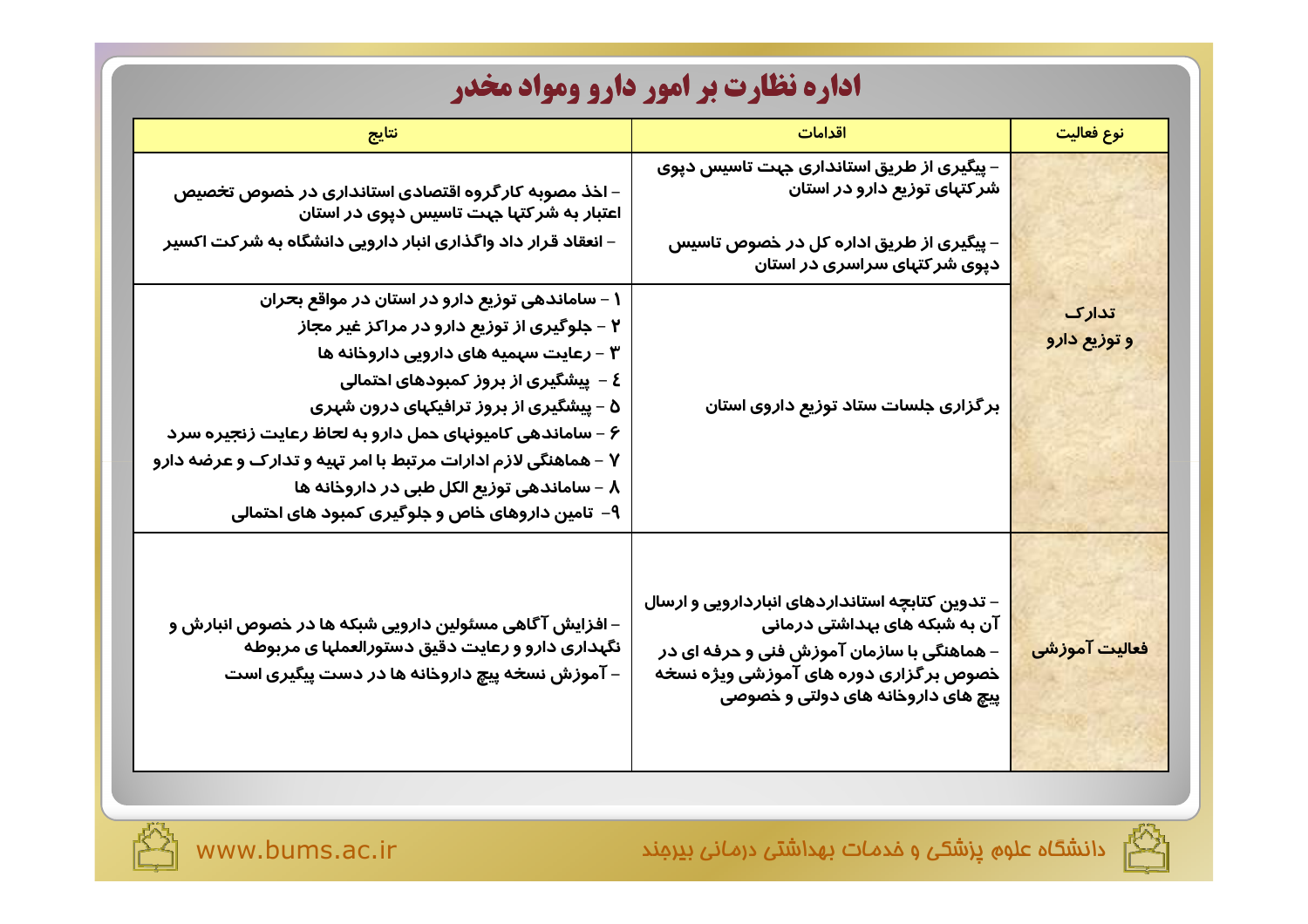# اداره نظارت بر امور دارو ومواد مخدر

| نوع فعالیت | اقدامات | نتایج |
| --- | --- | --- |
| تدارک و توزیع دارو | - پیگیری از طریق استانداری جهت تاسیس دپوی شرکتهای توزیع دارو در استان<br><br>- پیگیری از طریق اداره کل در خصوص تاسیس دپوی شرکتهای سراسری در استان | - اخذ مصوبه کارگروه اقتصادی استانداری در خصوص تخصیص اعتبار به شرکتها جهت تاسیس دپوی در استان<br>- انعقاد قرار داد واگذاری انبار دارویی دانشگاه به شرکت اکسیر |
| | برگزاری جلسات ستاد توزیع داروی استان | ۱ - ساماندهی توزیع دارو در استان در مواقع بحران<br>۲ - جلوگیری از توزیع دارو در مراکز غیر مجاز<br>۳ - رعایت سهمیه های دارویی داروخانه ها<br>٤ - پیشگیری از بروز کمبودهای احتمالی<br>۵ - پیشگیری از بروز ترافیکهای درون شهری<br>۶ - ساماندهی کامیونهای حمل دارو به لحاظ رعایت زنجیره سرد<br>۷ - هماهنگی لازم ادارات مرتبط با امر تهیه و تدارک و عرضه دارو<br>۸ - ساماندهی توزیع الکل طبی در داروخانه ها<br>۹- تامین داروهای خاص و جلوگیری کمبود های احتمالی |
| فعالیت آموزشی | - تدوین کتابچه استانداردهای انباردارویی و ارسال آن به شبکه های بهداشتی درمانی<br>- هماهنگی با سازمان آموزش فنی و حرفه ای در خصوص برگزاری دوره های آموزشی ویژه نسخه پیچ های داروخانه های دولتی و خصوصی | - افزایش آگاهی مسئولین دارویی شبکه ها در خصوص انبارش و نگهداری دارو و رعایت دقیق دستورالعملها ی مربوطه<br>- آموزش نسخه پیچ داروخانه ها در دست پیگیری است |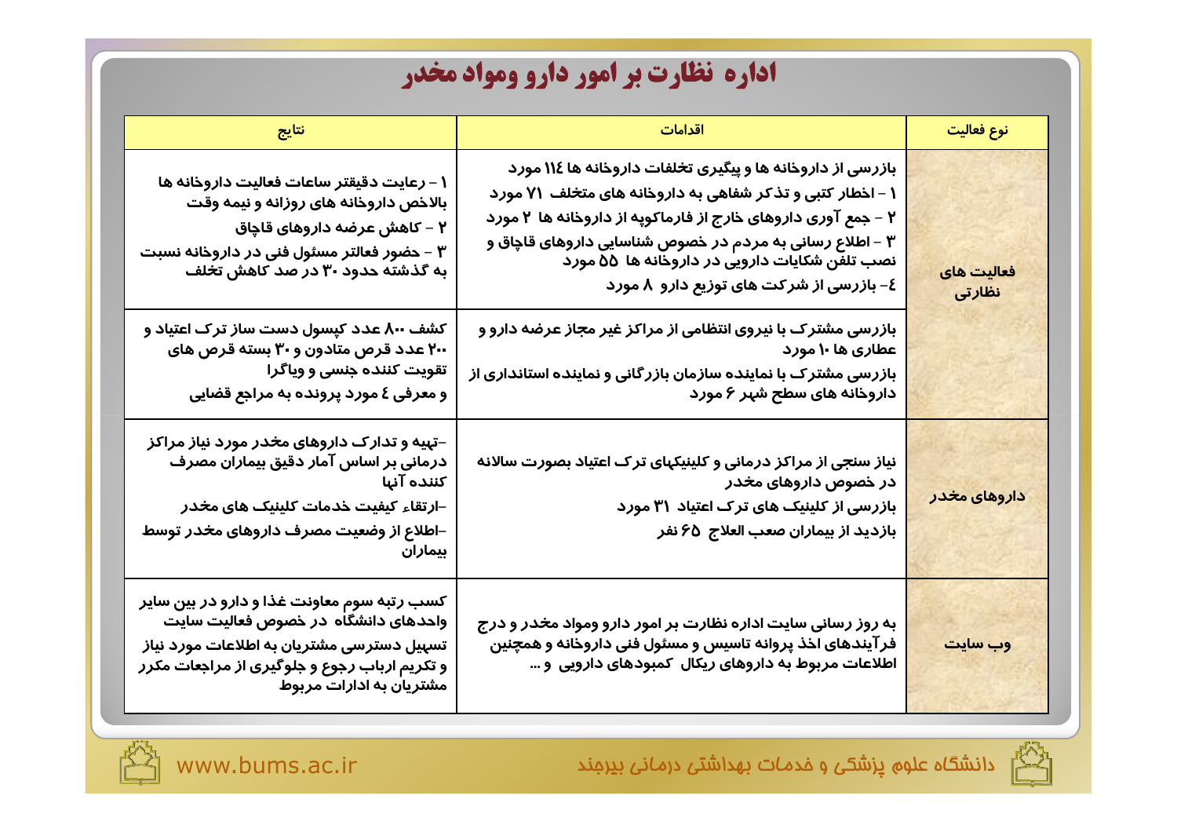# اداره نظارت بر امور دارو ومواد مخدر

| نوع فعالیت | اقدامات | نتایج |
| --- | --- | --- |
| فعالیت های نظارتی | بازرسی از داروخانه ها و پیگیری تخلفات داروخانه ها ۱۱۴ مورد<br>۱ - اخطار کتبی و تذکر شفاهی به داروخانه های متخلف ۷۱ مورد<br>۲ - جمع آوری داروهای خارج از فارماکوپه از داروخانه ها ۲ مورد<br>۳ - اطلاع رسانی به مردم در خصوص شناسایی داروهای قاچاق و نصب تلفن شکایات دارویی در داروخانه ها ۵۵ مورد<br>٤- بازرسی از شرکت های توزیع دارو ۸ مورد | ۱ - رعایت دقیقتر ساعات فعالیت داروخانه ها بالاخص داروخانه های روزانه و نیمه وقت<br>۲ - کاهش عرضه داروهای قاچاق<br>۳ - حضور فعالتر مسئول فنی در داروخانه نسبت به گذشته حدود ۳۰ در صد کاهش تخلف |
| | بازرسی مشترک با نیروی انتظامی از مراکز غیر مجاز عرضه دارو و عطاری ها ۱۰ مورد<br>بازرسی مشترک با نماینده سازمان بازرگانی و نماینده استانداری از داروخانه های سطح شهر ۶ مورد | کشف ۸۰۰ عدد کپسول دست ساز ترک اعتیاد و ۲۰۰ عدد قرص متادون و ۳۰ بسته قرص های تقویت کننده جنسی و ویاگرا<br>و معرفی ٤ مورد پرونده به مراجع قضایی |
| داروهای مخدر | نیاز سنجی از مراکز درمانی و کلینیکهای ترک اعتیاد بصورت سالانه در خصوص داروهای مخدر<br>بازرسی از کلینیک های ترک اعتیاد ۳۱ مورد<br>بازدید از بیماران صعب العلاج ۶۵ نفر | -تهیه و تدارک داروهای مخدر مورد نیاز مراکز درمانی بر اساس آمار دقیق بیماران مصرف کننده آنها<br>-ارتقاء کیفیت خدمات کلینیک های مخدر<br>-اطلاع از وضعیت مصرف داروهای مخدر توسط بیماران |
| وب سایت | به روز رسانی سایت اداره نظارت بر امور دارو ومواد مخدر و درج فرآیندهای اخذ پروانه تاسیس و مسئول فنی داروخانه و همچنین اطلاعات مربوط به داروهای ریکال کمبودهای دارویی و ... | کسب رتبه سوم معاونت غذا و دارو در بین سایر واحدهای دانشگاه در خصوص فعالیت سایت<br>تسهیل دسترسی مشتریان به اطلاعات مورد نیاز و تکریم ارباب رجوع و جلوگیری از مراجعات مکرر مشتریان به ادارات مربوط |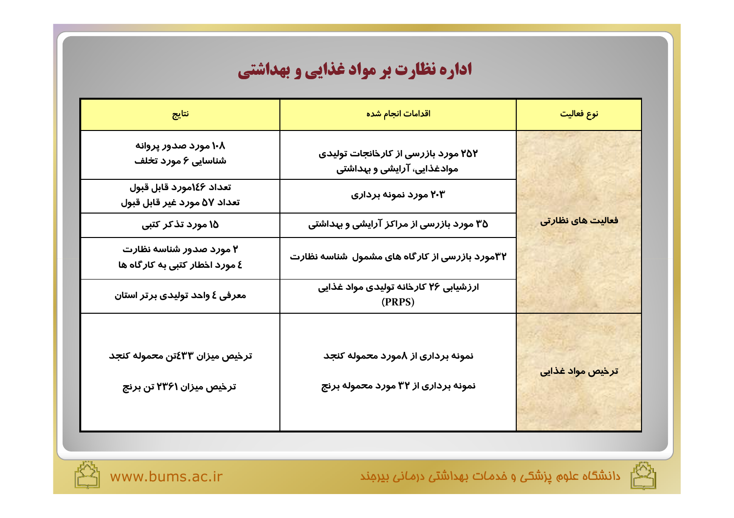# اداره نظارت بر مواد غذایی و بهداشتی

| نوع فعالیت | اقدامات انجام شده | نتایج |
|---|---|---|
| فعالیت های نظارتی | ۲۵۲ مورد بازرسی از کارخانجات تولیدی موادغذایی، آرایشی و بهداشتی | ۱۰۸ مورد صدور پروانه شناسایی ۶ مورد تخلف |
| | ۲۰۳ مورد نمونه برداری | تعداد ۱٤٦مورد قابل قبول تعداد ۵۷ مورد غیر قابل قبول |
| | ۳۵ مورد بازرسی از مراکز آرایشی و بهداشتی | ۱۵ مورد تذکر کتبی |
| | ۳۲مورد بازرسی از کارگاه های مشمول شناسه نظارت | ۲ مورد صدور شناسه نظارت ٤ مورد اخطار کتبی به کارگاه ها |
| | ارزشیابی ۲۶ کارخانه تولیدی مواد غذایی (PRPS) | معرفی ٤ واحد تولیدی برتر استان |
| ترخیص مواد غذایی | نمونه برداری از ۸مورد محموله کنجد<br>نمونه برداری از ۳۲ مورد محموله برنج | ترخیص میزان ٤۳۳تن محموله کنجد<br>ترخیص میزان ۲۳۶۱ تن برنج |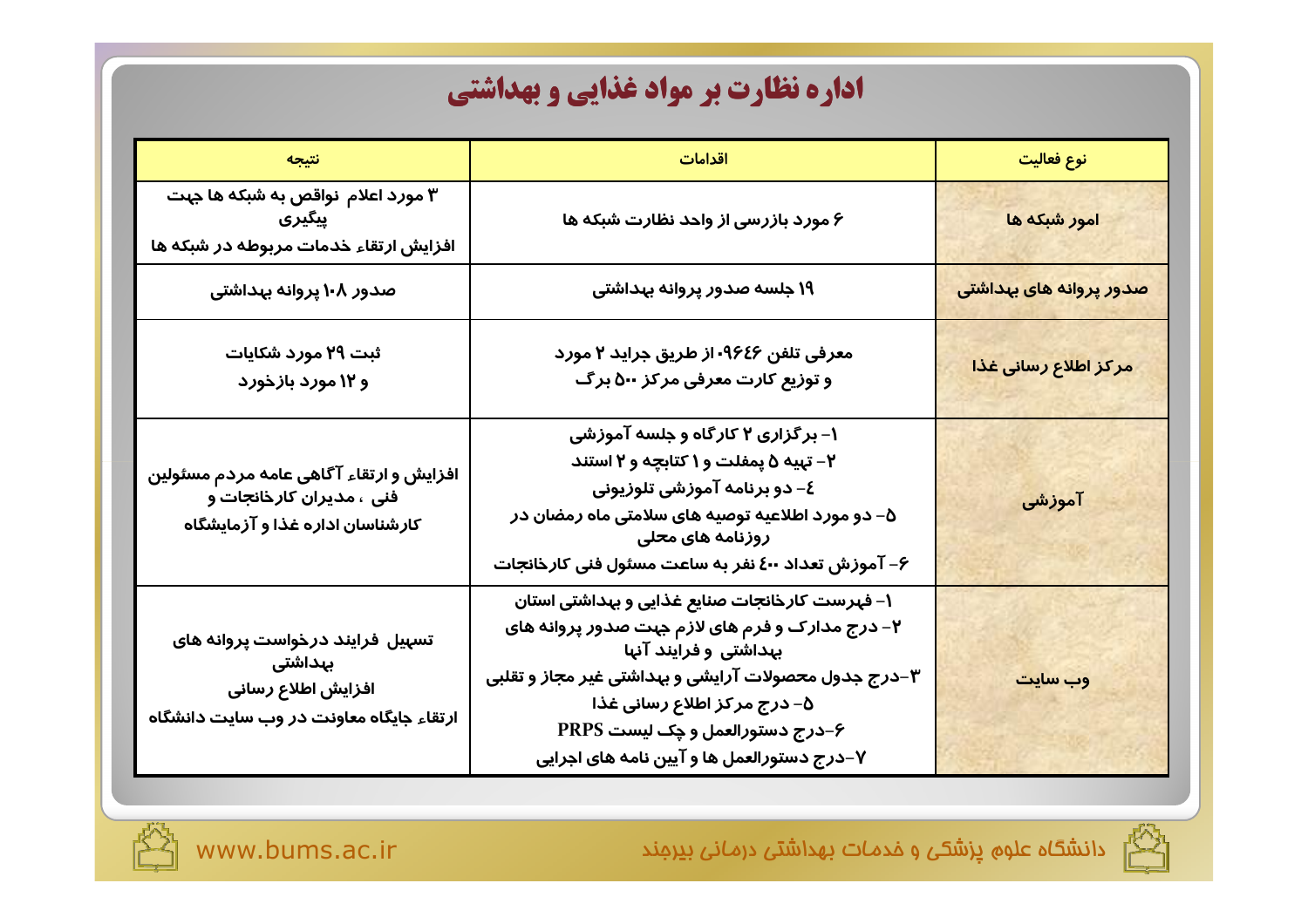# اداره نظارت بر مواد غذایی و بهداشتی

| نوع فعالیت | اقدامات | نتیجه |
|---|---|---|
| امور شبکه ها | ۶ مورد بازرسی از واحد نظارت شبکه ها | ۳ مورد اعلام نواقص به شبکه ها جهت پیگیری<br>افزایش ارتقاء خدمات مربوطه در شبکه ها |
| صدور پروانه های بهداشتی | ۱۹ جلسه صدور پروانه بهداشتی | صدور ۱۰۸ پروانه بهداشتی |
| مرکز اطلاع رسانی غذا | معرفی تلفن ۰۹۶۴۶ از طریق جراید ۲ مورد<br>و توزیع کارت معرفی مرکز ۵۰۰ برگ | ثبت ۲۹ مورد شکایات<br>و ۱۲ مورد بازخورد |
| آموزشی | ۱- برگزاری ۲ کارگاه و جلسه آموزشی<br>۲- تهیه ۵ پمفلت و ۱ کتابچه و ۲ استند<br>٤- دو برنامه آموزشی تلوزیونی<br>۵- دو مورد اطلاعیه توصیه های سلامتی ماه رمضان در روزنامه های محلی<br>۶- آموزش تعداد ٤۰۰ نفر به ساعت مسئول فنی کارخانجات | افزایش و ارتقاء آگاهی عامه مردم مسئولین فنی ، مدیران کارخانجات و کارشناسان اداره غذا و آزمایشگاه |
| وب سایت | ۱- فهرست کارخانجات صنایع غذایی و بهداشتی استان<br>۲- درج مدارک و فرم های لازم جهت صدور پروانه های بهداشتی و فرایند آنها<br>۳-درج جدول محصولات آرایشی و بهداشتی غیر مجاز و تقلبی<br>۵- درج مرکز اطلاع رسانی غذا<br>۶-درج دستورالعمل و چک لیست PRPS<br>۷-درج دستورالعمل ها و آیین نامه های اجرایی | تسهیل فرایند درخواست پروانه های بهداشتی<br>افزایش اطلاع رسانی<br>ارتقاء جایگاه معاونت در وب سایت دانشگاه |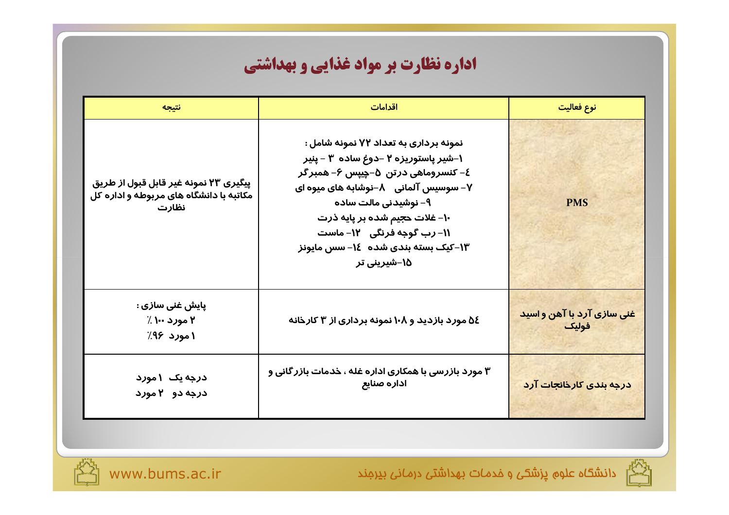# اداره نظارت بر مواد غذایی و بهداشتی

| نوع فعالیت | اقدامات | نتیجه |
| --- | --- | --- |
| PMS | نمونه برداری به تعداد ۷۲ نمونه شامل :<br>۱-شیر پاستوریزه ۲ -دوغ ساده ۳ - پنیر<br>٤- کنسروماهی درتن ۵-چیپس ۶- همبرگر<br>۷- سوسیس آلمانی ۸-نوشابه های میوه ای<br>۹- نوشیدنی مالت ساده<br>۱۰- غلات حجیم شده بر پایه ذرت<br>۱۱- رب گوجه فرنگی ۱۲- ماست<br>۱۳-کیک بسته بندی شده ١٤- سس مایونز<br>۱۵-شیرینی تر | پیگیری ۲۳ نمونه غیر قابل قبول از طریق مکاتبه با دانشگاه های مربوطه و اداره کل نظارت |
| غنی سازی آرد با آهن و اسید فولیک | ٥٤ مورد بازدید و ۱۰۸ نمونه برداری از ۳ کارخانه | پایش غنی سازی :<br>۲ مورد ۱۰۰ ٪<br>۱ مورد ۹۶٪ |
| درجه بندی کارخانجات آرد | ۳ مورد بازرسی با همکاری اداره غله ، خدمات بازرگانی و اداره صنایع | درجه یک ۱ مورد<br>درجه دو ۲ مورد |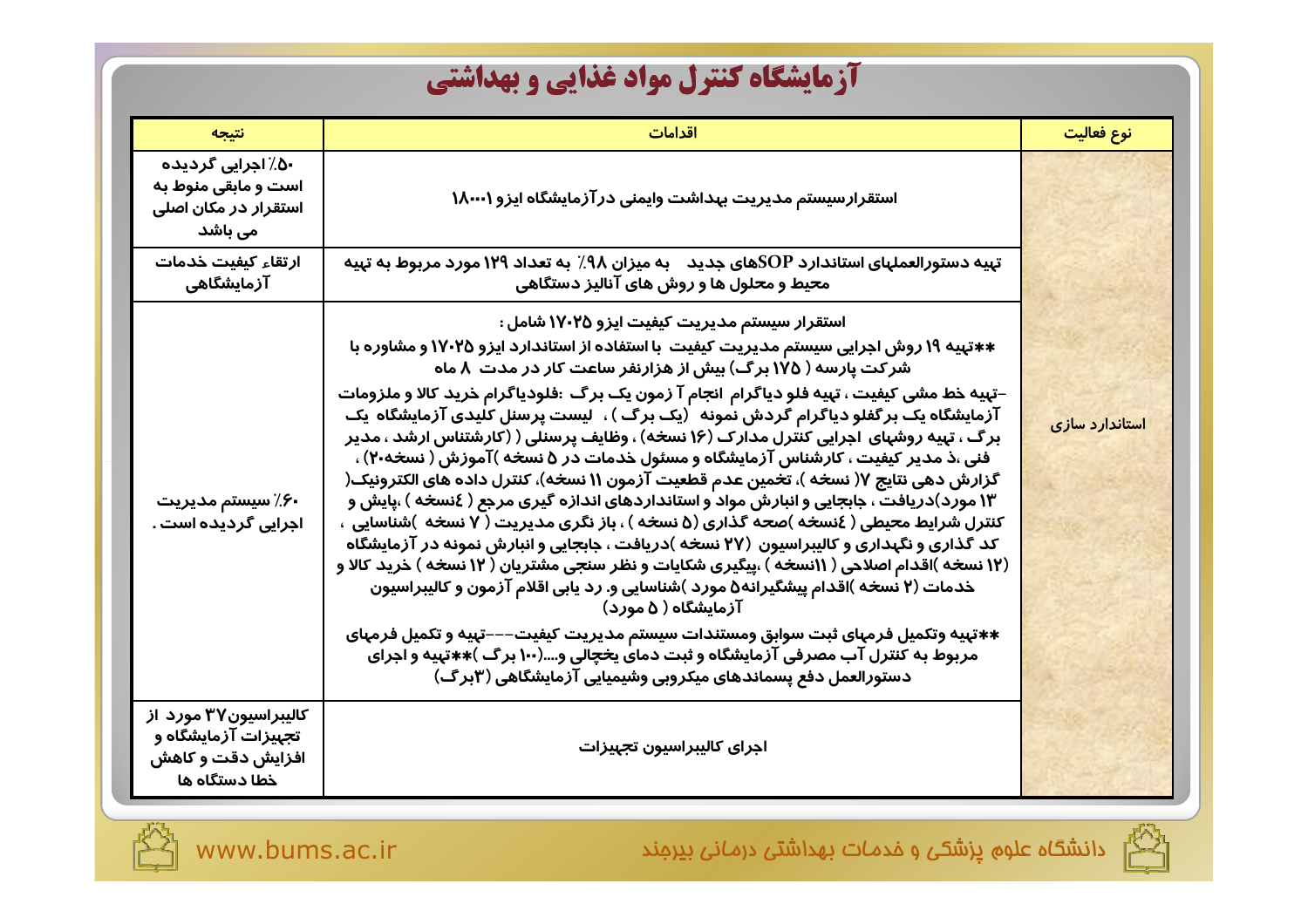# آزمایشگاه کنترل مواد غذایی و بهداشتی

| نوع فعالیت | اقدامات | نتیجه |
|---|---|---|
| استاندارد سازی | استقرارسیستم مدیریت بهداشت وایمنی درآزمایشگاه ایزو ۱۸۰۰۱ | ۵۰٪ اجرایی گردیده است و مابقی منوط به استقرار در مکان اصلی می باشد |
| | تهیه دستورالعملهای استاندارد SOPهای جدید به میزان ۹۸٪ به تعداد ۱۲۹ مورد مربوط به تهیه محیط و محلول ها و روش های آنالیز دستگاهی | ارتقاء کیفیت خدمات آزمایشگاهی |
| | استقرار سیستم مدیریت کیفیت ایزو ۱۷۰۲۵ شامل : **تهیه ۱۹ روش اجرایی سیستم مدیریت کیفیت با استفاده از استاندارد ایزو ۱۷۰۲۵ و مشاوره با شرکت پارسه ( ۱۷۵ برگ) بیش از هزارنفر ساعت کار در مدت ۸ ماه -تهیه خط مشی کیفیت ، تهیه فلو دیاگرام انجام آ زمون یک برگ :فلودیاگرام خرید کالا و ملزومات آزمایشگاه یک برگفلو دیاگرام گردش نمونه (یک برگ ) ، لیست پرسنل کلیدی آزمایشگاه یک برگ ، تهیه روشهای اجرایی کنترل مدارک (۱۶ نسخه) ، وظایف پرسنلی ( (کارشناس ارشد ، مدیر فنی ،ذ مدیر کیفیت ، کارشناس آزمایشگاه و مسئول خدمات در ۵ نسخه )آموزش ( نسخه۲۰) ، گزارش دهی نتایج ۷( نسخه )، تخمین عدم قطعیت آزمون ۱۱ نسخه)، کنترل داده های الکترونیک( ۱۳ مورد)دریافت ، جابجایی و انبارش مواد و استانداردهای اندازه گیری مرجع ( ٤نسخه ) ،پایش و کنترل شرایط محیطی ( ٤نسخه )صحه گذاری (۵ نسخه ) ، باز نگری مدیریت ( ۷ نسخه )شناسایی ، کد گذاری و نگهداری و کالیبراسیون (۲۷ نسخه )دریافت ، جابجایی و انبارش نمونه در آزمایشگاه (۱۲ نسخه )اقدام اصلاحی ( ۱۱نسخه ) ،پیگیری شکایات و نظر سنجی مشتریان ( ۱۲ نسخه ) خرید کالا و خدمات (۲ نسخه )اقدام پیشگیرانه۵ مورد )شناسایی و. رد یابی اقلام آزمون و کالیبراسیون آزمایشگاه ( ۵ مورد) **تهیه وتکمیل فرمهای ثبت سوابق ومستندات سیستم مدیریت کیفیت---تهیه و تکمیل فرمهای مربوط به کنترل آب مصرفی آزمایشگاه و ثبت دمای یخچالی و....(۱۰۰ برگ )**تهیه و اجرای دستورالعمل دفع پسماندهای میکروبی وشیمیایی آزمایشگاهی (۳برگ) | ۶۰٪ سیستم مدیریت اجرایی گردیده است . |
| | اجرای کالیبراسیون تجهیزات | کالیبراسیون ۳۷ مورد از تجهیزات آزمایشگاه و افزایش دقت و کاهش خطا دستگاه ها |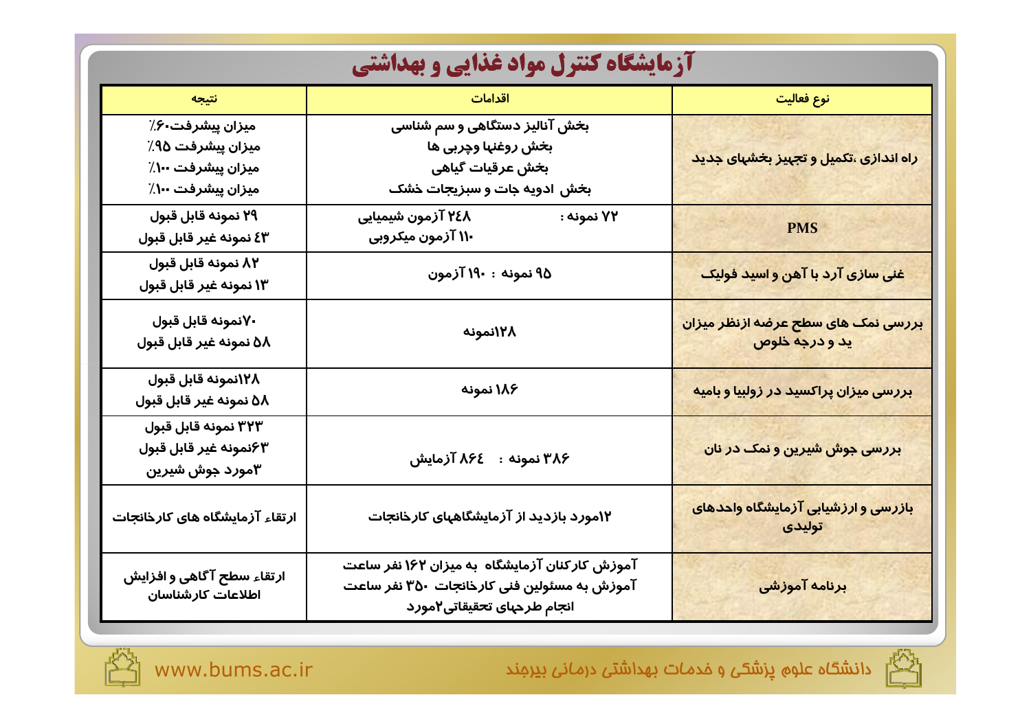# آزمایشگاه کنترل مواد غذایی و بهداشتی

| نوع فعالیت | اقدامات | نتیجه |
| --- | --- | --- |
| راه اندازی ،تکمیل و تجهیز بخشهای جدید | بخش آنالیز دستگاهی و سم شناسی<br>بخش روغنها وچربی ها<br>بخش عرقیات گیاهی<br>بخش ادویه جات و سبزیجات خشک | میزان پیشرفت۶۰٪<br>میزان پیشرفت ۹۵٪<br>میزان پیشرفت ۱۰۰٪<br>میزان پیشرفت ۱۰۰٪ |
| PMS | ۷۲ نمونه : ۲۴۸ آزمون شیمیایی<br>۱۱۰ آزمون میکروبی | ۲۹ نمونه قابل قبول<br>۴۳ نمونه غیر قابل قبول |
| غنی سازی آرد با آهن و اسید فولیک | ۹۵ نمونه : ۱۹۰ آزمون | ۸۲ نمونه قابل قبول<br>۱۳ نمونه غیر قابل قبول |
| بررسی نمک های سطح عرضه ازنظر میزان ید و درجه خلوص | ۱۲۸نمونه | ۷۰نمونه قابل قبول<br>۵۸ نمونه غیر قابل قبول |
| بررسی میزان پراکسید در زولبیا و بامیه | ۱۸۶ نمونه | ۱۲۸نمونه قابل قبول<br>۵۸ نمونه غیر قابل قبول |
| بررسی جوش شیرین و نمک در نان | ۳۸۶ نمونه : ۸۶۴ آزمایش | ۳۲۳ نمونه قابل قبول<br>۶۳نمونه غیر قابل قبول<br>۳مورد جوش شیرین |
| بازرسی و ارزشیابی آزمایشگاه واحدهای تولیدی | ۱۲مورد بازدید از آزمایشگاههای کارخانجات | ارتقاء آزمایشگاه های کارخانجات |
| برنامه آموزشی | آموزش کارکنان آزمایشگاه به میزان ۱۶۲ نفر ساعت<br>آموزش به مسئولین فنی کارخانجات ۳۵۰ نفر ساعت<br>انجام طرحهای تحقیقاتی۲مورد | ارتقاء سطح آگاهی و افزایش اطلاعات کارشناسان |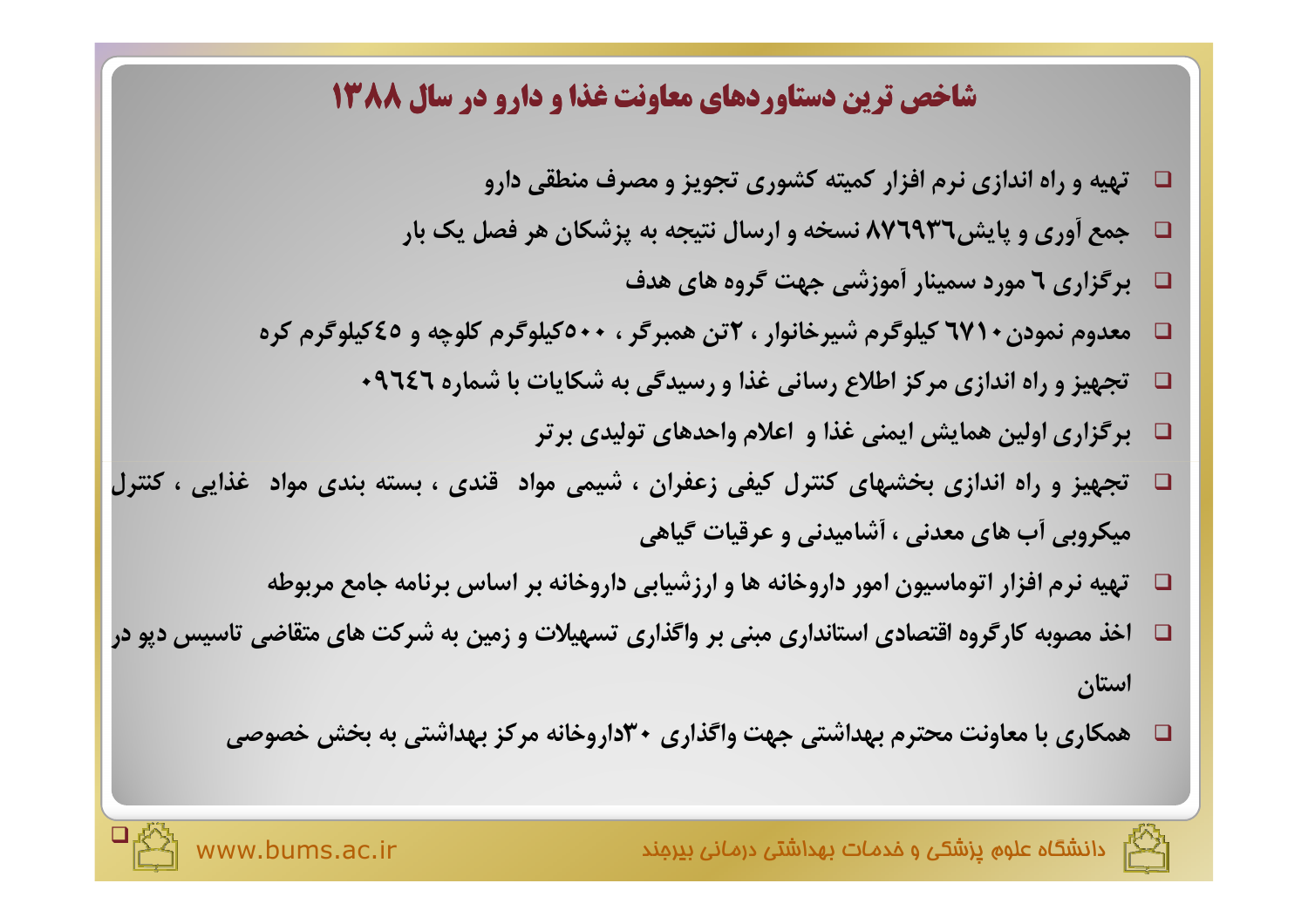# شاخص ترین دستاوردهای معاونت غذا و دارو در سال ۱۳۸۸

- تهیه و راه اندازی نرم افزار کمیته کشوری تجویز و مصرف منطقی دارو
- جمع آوری و پایش۸۷٦۹۳٦ نسخه و ارسال نتیجه به پزشکان هر فصل یک بار
- برگزاری ٦ مورد سمینار آموزشی جهت گروه های هدف
- معدوم نمودن٦۷۱۰ کیلوگرم شیرخانوار ، ۲تن همبرگر ، ۵۰۰کیلوگرم کلوچه و ٤۵کیلوگرم کره
- تجهیز و راه اندازی مرکز اطلاع رسانی غذا و رسیدگی به شکایات با شماره ۰۹٦٤٦
- برگزاری اولین همایش ایمنی غذا و اعلام واحدهای تولیدی برتر
- تجهیز و راه اندازی بخشهای کنترل کیفی زعفران ، شیمی مواد قندی ، بسته بندی مواد غذایی ، کنترل میکروبی آب های معدنی ، آشامیدنی و عرقیات گیاهی
- تهیه نرم افزار اتوماسیون امور داروخانه ها و ارزشیابی داروخانه بر اساس برنامه جامع مربوطه
- اخذ مصوبه کارگروه اقتصادی استانداری مبنی بر واگذاری تسهیلات و زمین به شرکت های متقاضی تاسیس دپو در استان
- همکاری با معاونت محترم بهداشتی جهت واگذاری ۳۰داروخانه مرکز بهداشتی به بخش خصوصی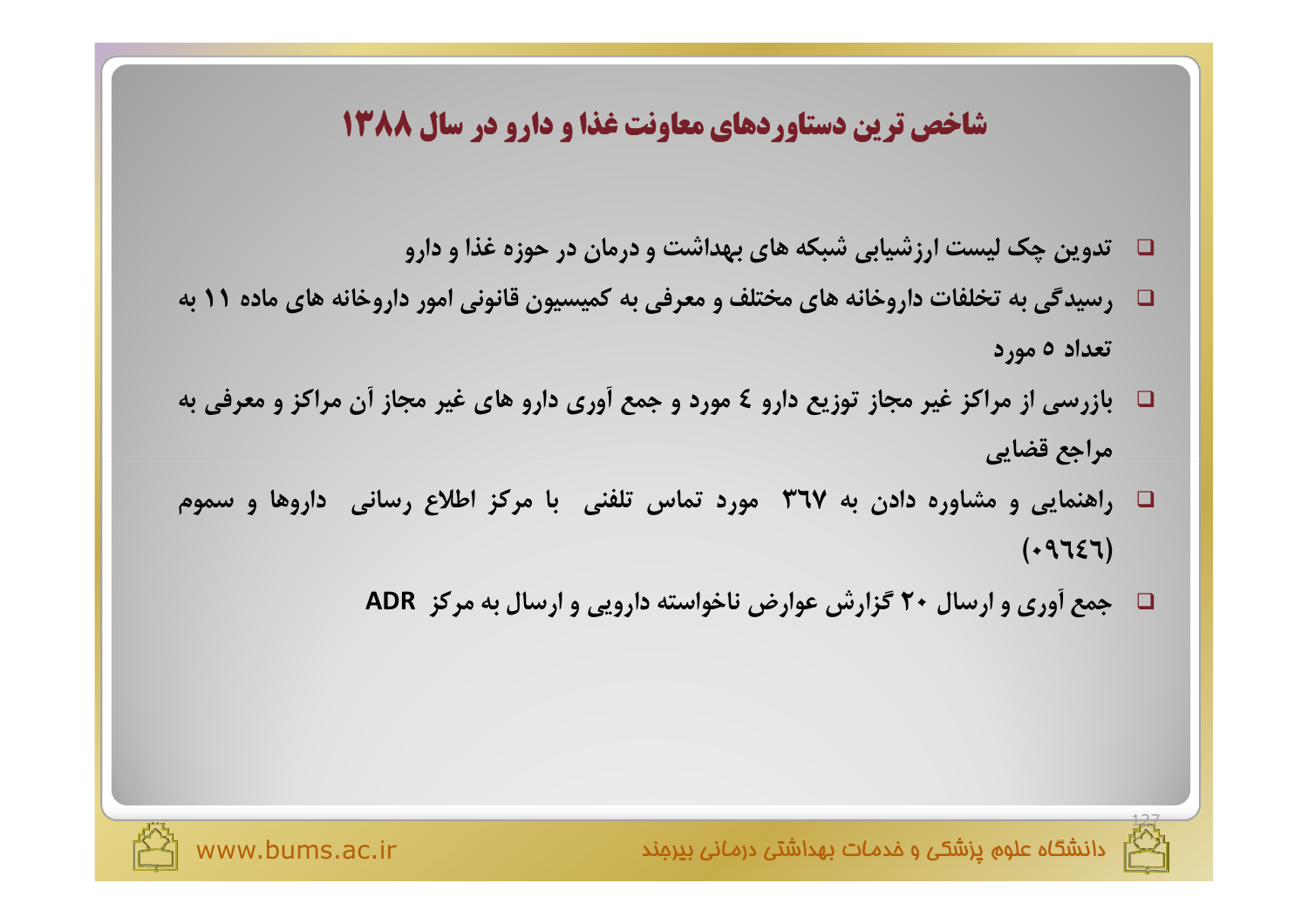# شاخص ترین دستاوردهای معاونت غذا و دارو در سال ۱۳۸۸

- تدوین چک لیست ارزشیابی شبکه های بهداشت و درمان در حوزه غذا و دارو
- رسیدگی به تخلفات داروخانه های مختلف و معرفی به کمیسیون قانونی امور داروخانه های ماده ۱۱ به تعداد ۵ مورد
- بازرسی از مراکز غیر مجاز توزیع دارو ٤ مورد و جمع آوری دارو های غیر مجاز آن مراکز و معرفی به مراجع قضایی
- راهنمایی و مشاوره دادن به ۳٦۷ مورد تماس تلفنی با مرکز اطلاع رسانی داروها و سموم (۰۹٦٤٦)
- جمع آوری و ارسال ۲۰ گزارش عوارض ناخواسته دارویی و ارسال به مرکز ADR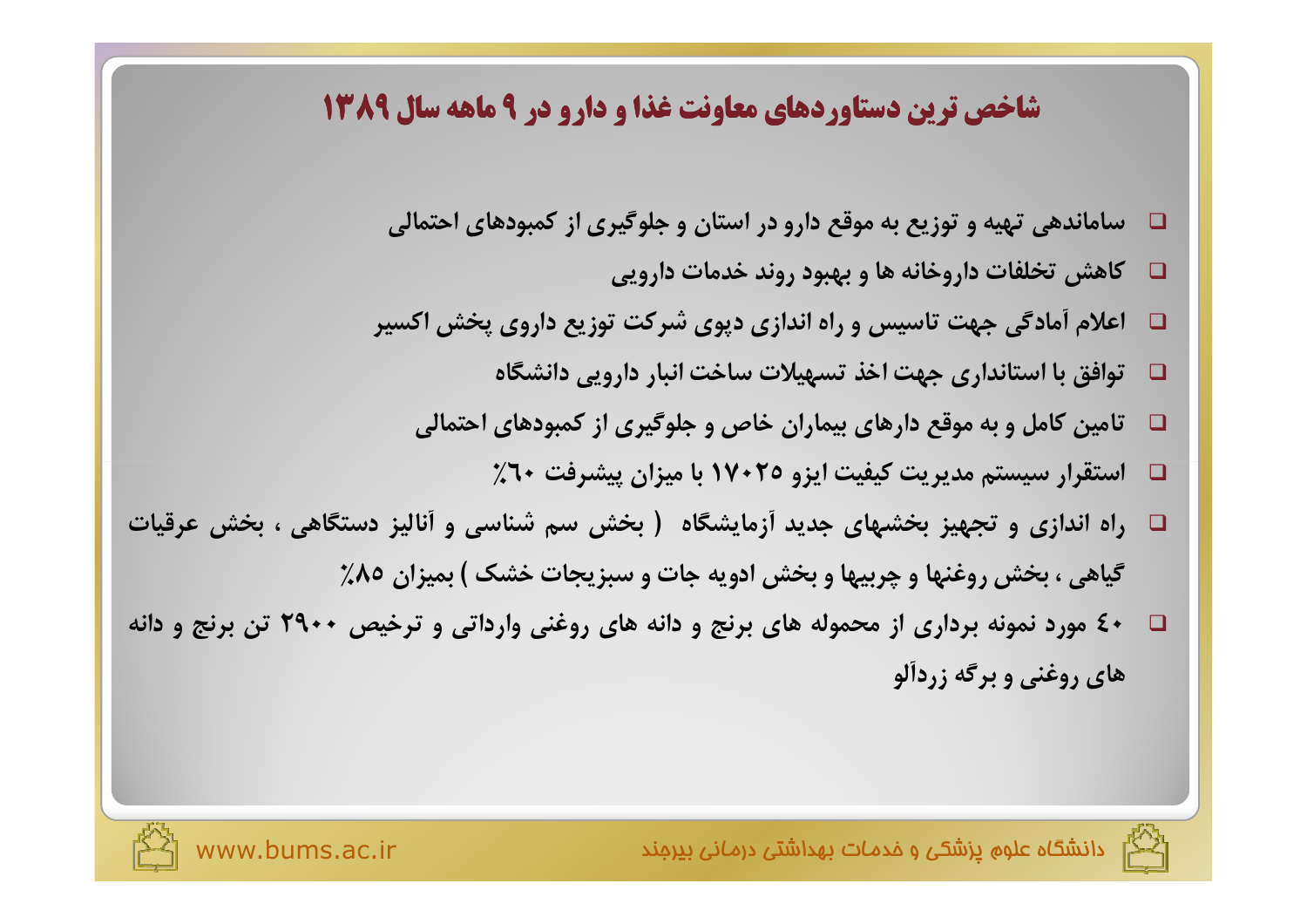## شاخص ترین دستاوردهای معاونت غذا و دارو در ۹ ماهه سال ۱۳۸۹

- ساماندهی تهیه و توزیع به موقع دارو در استان و جلوگیری از کمبودهای احتمالی
- کاهش تخلفات داروخانه ها و بهبود روند خدمات دارویی
- اعلام آمادگی جهت تاسیس و راه اندازی دپوی شرکت توزیع داروی پخش اکسیر
- توافق با استانداری جهت اخذ تسهیلات ساخت انبار دارویی دانشگاه
- تامین کامل و به موقع دارهای بیماران خاص و جلوگیری از کمبودهای احتمالی
- استقرار سیستم مدیریت کیفیت ایزو ۱۷۰۲۵ با میزان پیشرفت ۶۰٪
- راه اندازی و تجهیز بخشهای جدید آزمایشگاه ( بخش سم شناسی و آنالیز دستگاهی ، بخش عرقیات گیاهی ، بخش روغنها و چربیها و بخش ادویه جات و سبزیجات خشک ) بمیزان ۸۵٪
- ۴۰ مورد نمونه برداری از محموله های برنج و دانه های روغنی وارداتی و ترخیص ۲۹۰۰ تن برنج و دانه های روغنی و برگه زردآلو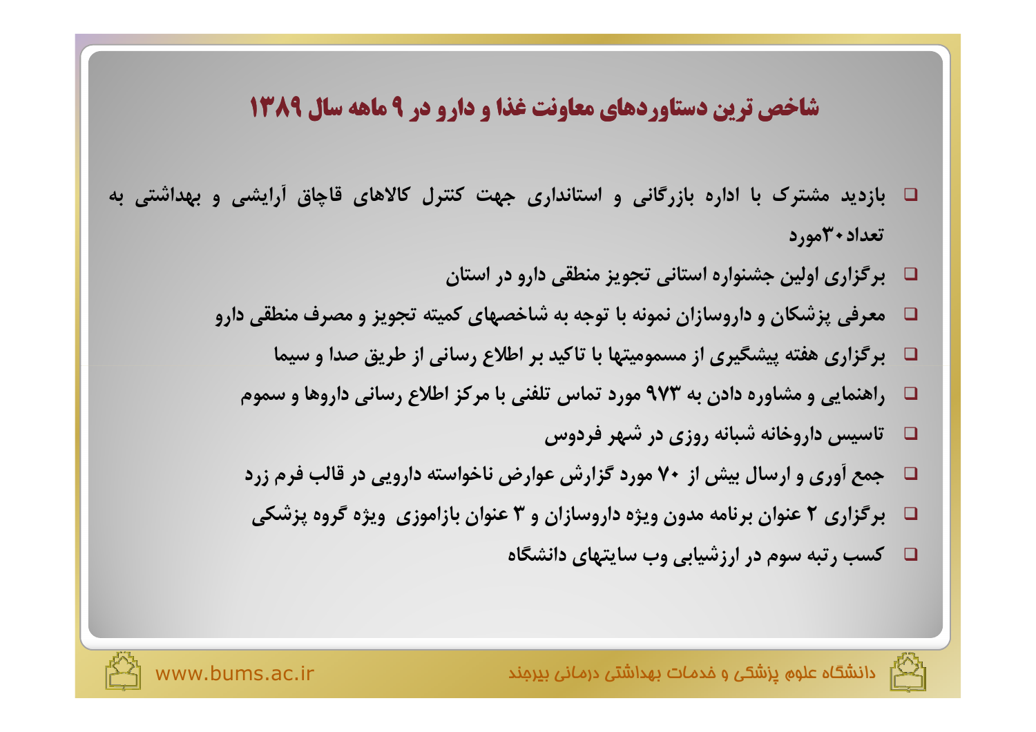## شاخص ترین دستاوردهای معاونت غذا و دارو در ۹ ماهه سال ۱۳۸۹

- بازدید مشترک با اداره بازرگانی و استانداری جهت کنترل کالاهای قاچاق آرایشی و بهداشتی به تعداد ۳۰مورد
- برگزاری اولین جشنواره استانی تجویز منطقی دارو در استان
- معرفی پزشکان و داروسازان نمونه با توجه به شاخصهای کمیته تجویز و مصرف منطقی دارو
- برگزاری هفته پیشگیری از مسمومیتها با تاکید بر اطلاع رسانی از طریق صدا و سیما
- راهنمایی و مشاوره دادن به ۹۷۳ مورد تماس تلفنی با مرکز اطلاع رسانی داروها و سموم
- تاسیس داروخانه شبانه روزی در شهر فردوس
- جمع آوری و ارسال بیش از ۷۰ مورد گزارش عوارض ناخواسته دارویی در قالب فرم زرد
- برگزاری ۲ عنوان برنامه مدون ویژه داروسازان و ۳ عنوان بازاموزی ویژه گروه پزشکی
- کسب رتبه سوم در ارزشیابی وب سایتهای دانشگاه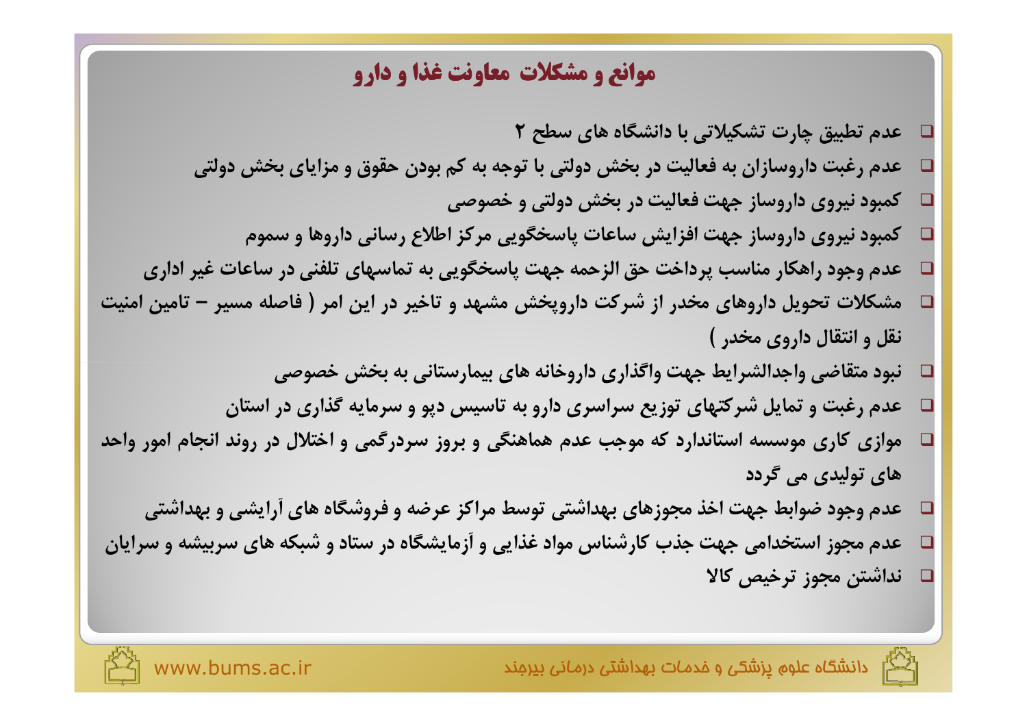# موانع و مشکلات معاونت غذا و دارو

- عدم تطبیق چارت تشکیلاتی با دانشگاه های سطح ۲
- عدم رغبت داروسازان به فعالیت در بخش دولتی با توجه به کم بودن حقوق و مزایای بخش دولتی
- کمبود نیروی داروساز جهت فعالیت در بخش دولتی و خصوصی
- کمبود نیروی داروساز جهت افزایش ساعات پاسخگویی مرکز اطلاع رسانی داروها و سموم
- عدم وجود راهکار مناسب پرداخت حق الزحمه جهت پاسخگویی به تماسهای تلفنی در ساعات غیر اداری
- مشکلات تحویل داروهای مخدر از شرکت داروپخش مشهد و تاخیر در این امر ( فاصله مسیر – تامین امنیت نقل و انتقال داروی مخدر )
- نبود متقاضی واجدالشرایط جهت واگذاری داروخانه های بیمارستانی به بخش خصوصی
- عدم رغبت و تمایل شرکتهای توزیع سراسری دارو به تاسیس دپو و سرمایه گذاری در استان
- موازی کاری موسسه استاندارد که موجب عدم هماهنگی و بروز سردرگمی و اختلال در روند انجام امور واحد های تولیدی می گردد
- عدم وجود ضوابط جهت اخذ مجوزهای بهداشتی توسط مراکز عرضه و فروشگاه های آرایشی و بهداشتی
- عدم مجوز استخدامی جهت جذب کارشناس مواد غذایی و آزمایشگاه در ستاد و شبکه های سربیشه و سرایان
- نداشتن مجوز ترخیص کالا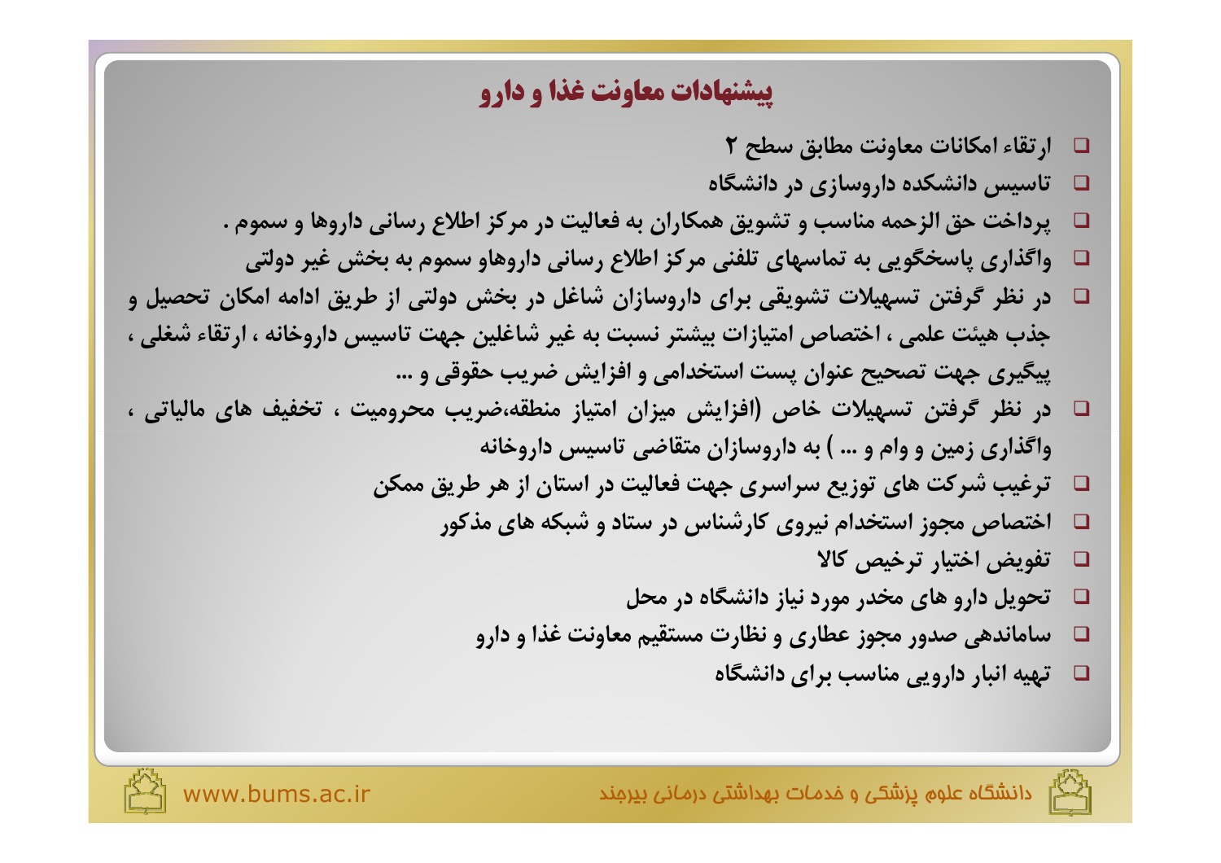## پیشنهادات معاونت غذا و دارو

- ارتقاء امکانات معاونت مطابق سطح ۲
- تاسیس دانشکده داروسازی در دانشگاه
- پرداخت حق الزحمه مناسب و تشویق همکاران به فعالیت در مرکز اطلاع رسانی داروها و سموم .
- واگذاری پاسخگویی به تماسهای تلفنی مرکز اطلاع رسانی داروهاو سموم به بخش غیر دولتی
- در نظر گرفتن تسهیلات تشویقی برای داروسازان شاغل در بخش دولتی از طریق ادامه امکان تحصیل و جذب هیئت علمی ، اختصاص امتیازات بیشتر نسبت به غیر شاغلین جهت تاسیس داروخانه ، ارتقاء شغلی ، پیگیری جهت تصحیح عنوان پست استخدامی و افزایش ضریب حقوقی و ...
- در نظر گرفتن تسهیلات خاص (افزایش میزان امتیاز منطقه،ضریب محرومیت ، تخفیف های مالیاتی ، واگذاری زمین و وام و ... ) به داروسازان متقاضی تاسیس داروخانه
- ترغیب شرکت های توزیع سراسری جهت فعالیت در استان از هر طریق ممکن
- اختصاص مجوز استخدام نیروی کارشناس در ستاد و شبکه های مذکور
- تفویض اختیار ترخیص کالا
- تحویل دارو های مخدر مورد نیاز دانشگاه در محل
- ساماندهی صدور مجوز عطاری و نظارت مستقیم معاونت غذا و دارو
- تهیه انبار دارویی مناسب برای دانشگاه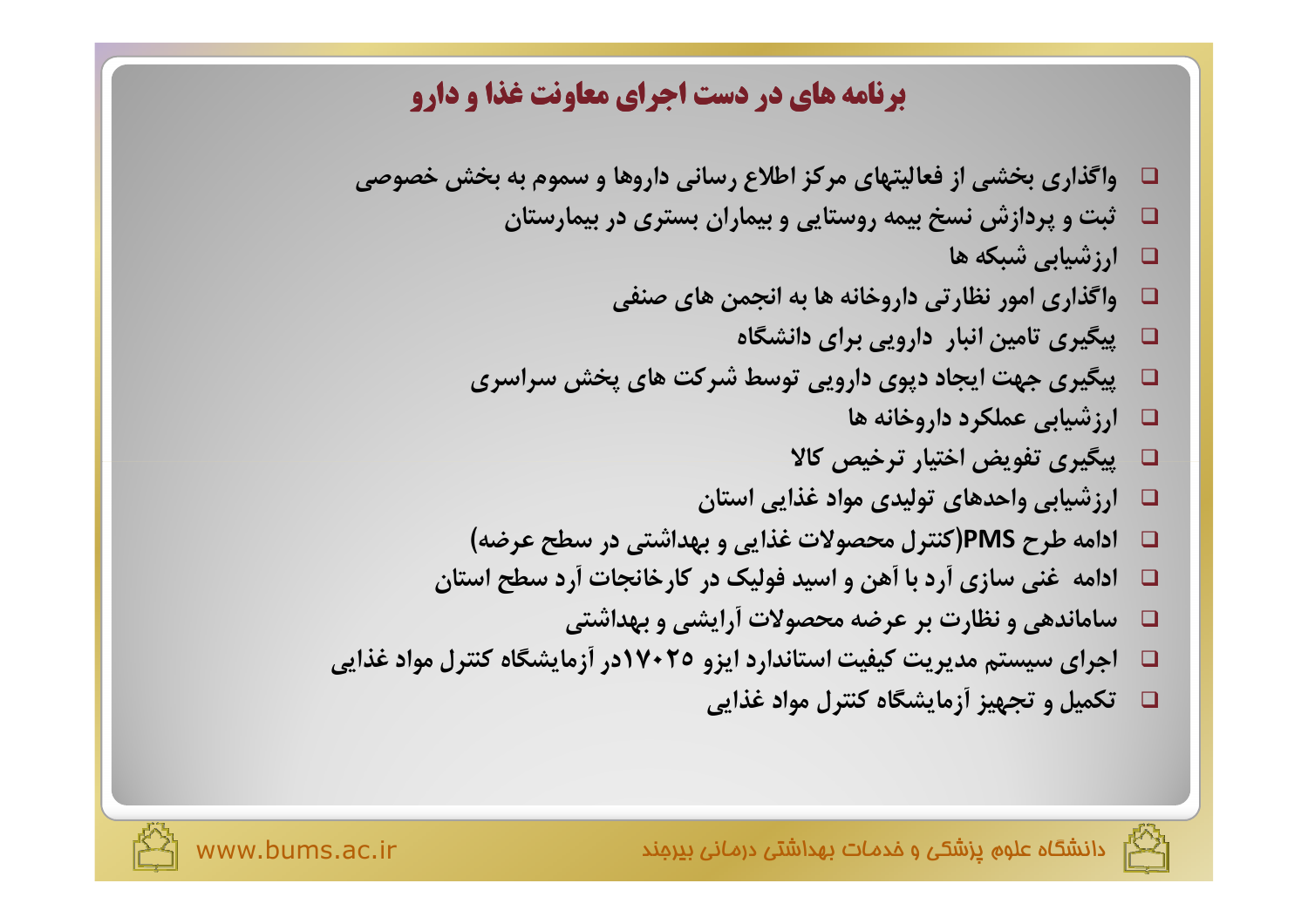# برنامه های در دست اجرای معاونت غذا و دارو

- واگذاری بخشی از فعالیتهای مرکز اطلاع رسانی داروها و سموم به بخش خصوصی
- ثبت و پردازش نسخ بیمه روستایی و بیماران بستری در بیمارستان
- ارزشیابی شبکه ها
- واگذاری امور نظارتی داروخانه ها به انجمن های صنفی
- پیگیری تامین انبار دارویی برای دانشگاه
- پیگیری جهت ایجاد دپوی دارویی توسط شرکت های پخش سراسری
- ارزشیابی عملکرد داروخانه ها
- پیگیری تفویض اختیار ترخیص کالا
- ارزشیابی واحدهای تولیدی مواد غذایی استان
- ادامه طرح PMS(کنترل محصولات غذایی و بهداشتی در سطح عرضه)
- ادامه غنی سازی آرد با آهن و اسید فولیک در کارخانجات آرد سطح استان
- ساماندهی و نظارت بر عرضه محصولات آرایشی و بهداشتی
- اجرای سیستم مدیریت کیفیت استاندارد ایزو ۱۷۰۲۵در آزمایشگاه کنترل مواد غذایی
- تکمیل و تجهیز آزمایشگاه کنترل مواد غذایی